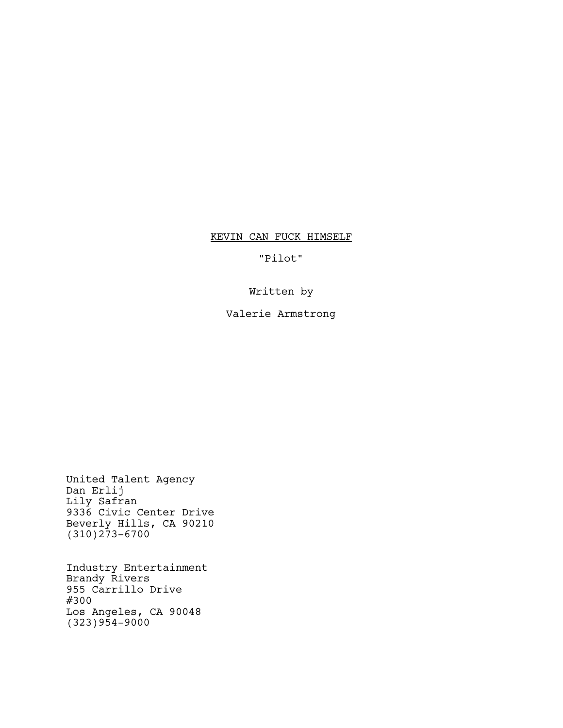# KEVIN CAN FUCK HIMSELF

"Pilot"

Written by

Valerie Armstrong

United Talent Agency
Dan Erlij
Lily Safran
9336 Civic Center Drive
Beverly Hills, CA 90210
(310)273-6700

Industry Entertainment
Brandy Rivers
955 Carrillo Drive
#300
Los Angeles, CA 90048
(323)954-9000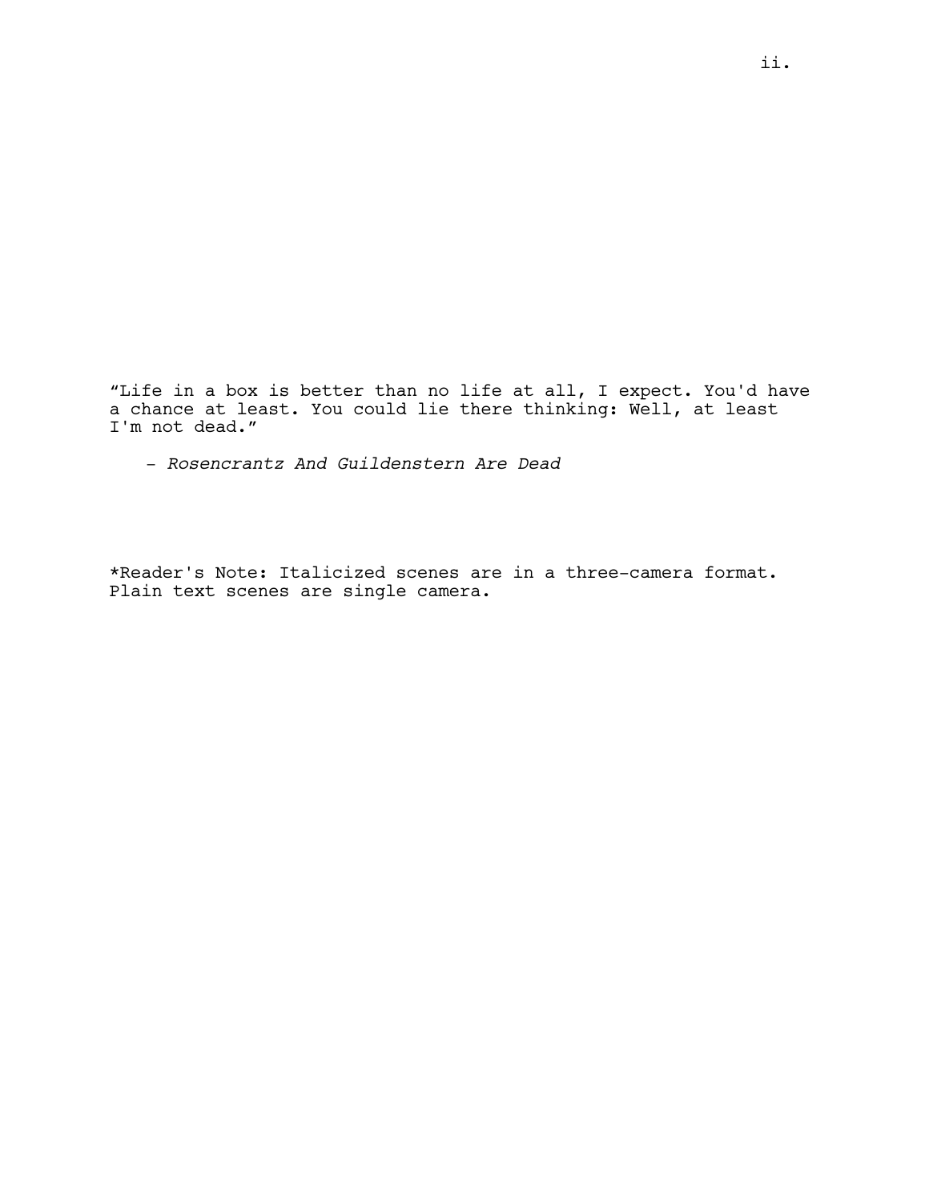"Life in a box is better than no life at all, I expect. You'd have a chance at least. You could lie there thinking: Well, at least I'm not dead."

- *Rosencrantz And Guildenstern Are Dead*

*Reader's Note: Italicized scenes are in a three-camera format. Plain text scenes are single camera.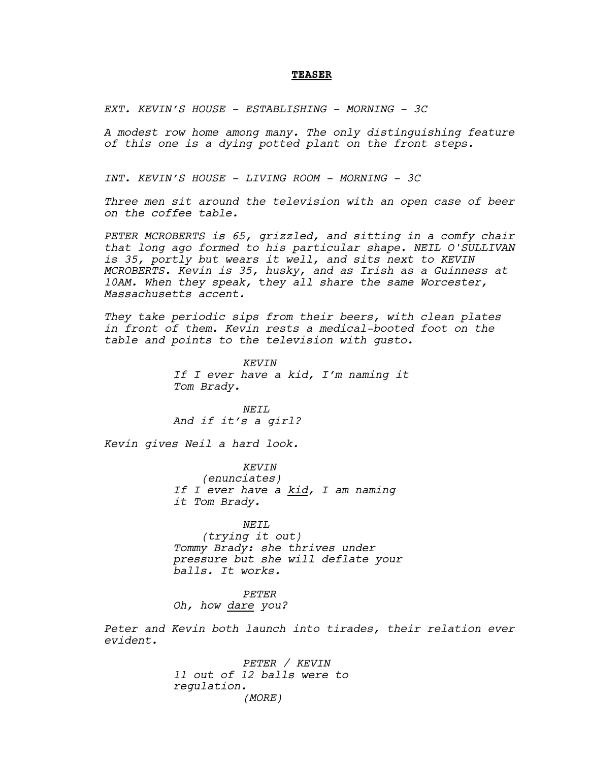**TEASER**

*EXT. KEVIN'S HOUSE - ESTABLISHING - MORNING - 3C*

*A modest row home among many. The only distinguishing feature of this one is a dying potted plant on the front steps.*

*INT. KEVIN'S HOUSE - LIVING ROOM - MORNING - 3C*

*Three men sit around the television with an open case of beer on the coffee table.*

*PETER MCROBERTS is 65, grizzled, and sitting in a comfy chair that long ago formed to his particular shape. NEIL O'SULLIVAN is 35, portly but wears it well, and sits next to KEVIN MCROBERTS. Kevin is 35, husky, and as Irish as a Guinness at 10AM. When they speak, they all share the same Worcester, Massachusetts accent.*

*They take periodic sips from their beers, with clean plates in front of them. Kevin rests a medical-booted foot on the table and points to the television with gusto.*

KEVIN
*If I ever have a kid, I'm naming it Tom Brady.*

NEIL
*And if it's a girl?*

*Kevin gives Neil a hard look.*

KEVIN
*(enunciates)*
*If I ever have a kid, I am naming it Tom Brady.*

NEIL
*(trying it out)*
*Tommy Brady: she thrives under pressure but she will deflate your balls. It works.*

PETER
*Oh, how dare you?*

*Peter and Kevin both launch into tirades, their relation ever evident.*

PETER / KEVIN
*11 out of 12 balls were to regulation.*
*(MORE)*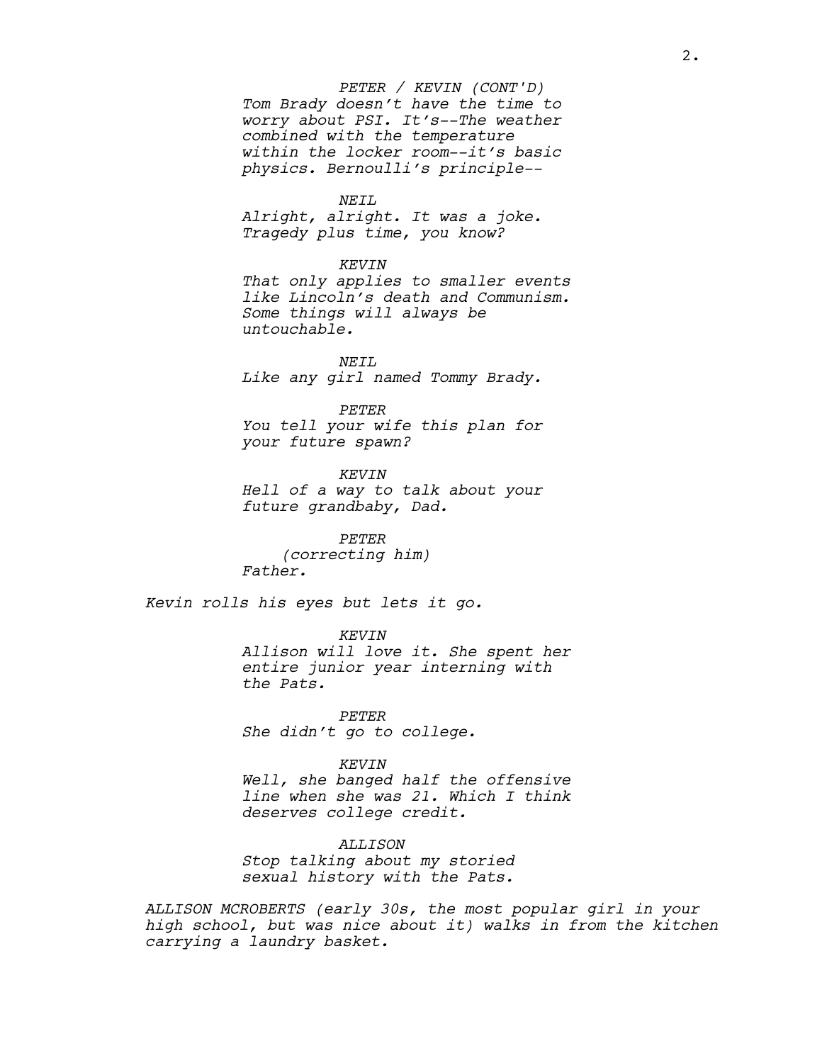*PETER / KEVIN (CONT'D)*
*Tom Brady doesn't have the time to worry about PSI. It's--The weather combined with the temperature within the locker room--it's basic physics. Bernoulli's principle--*

*NEIL*
*Alright, alright. It was a joke. Tragedy plus time, you know?*

*KEVIN*
*That only applies to smaller events like Lincoln's death and Communism. Some things will always be untouchable.*

*NEIL*
*Like any girl named Tommy Brady.*

*PETER*
*You tell your wife this plan for your future spawn?*

*KEVIN*
*Hell of a way to talk about your future grandbaby, Dad.*

*PETER*
*(correcting him)*
*Father.*

*Kevin rolls his eyes but lets it go.*

*KEVIN*
*Allison will love it. She spent her entire junior year interning with the Pats.*

*PETER*
*She didn't go to college.*

*KEVIN*
*Well, she banged half the offensive line when she was 21. Which I think deserves college credit.*

*ALLISON*
*Stop talking about my storied sexual history with the Pats.*

*ALLISON MCROBERTS (early 30s, the most popular girl in your high school, but was nice about it) walks in from the kitchen carrying a laundry basket.*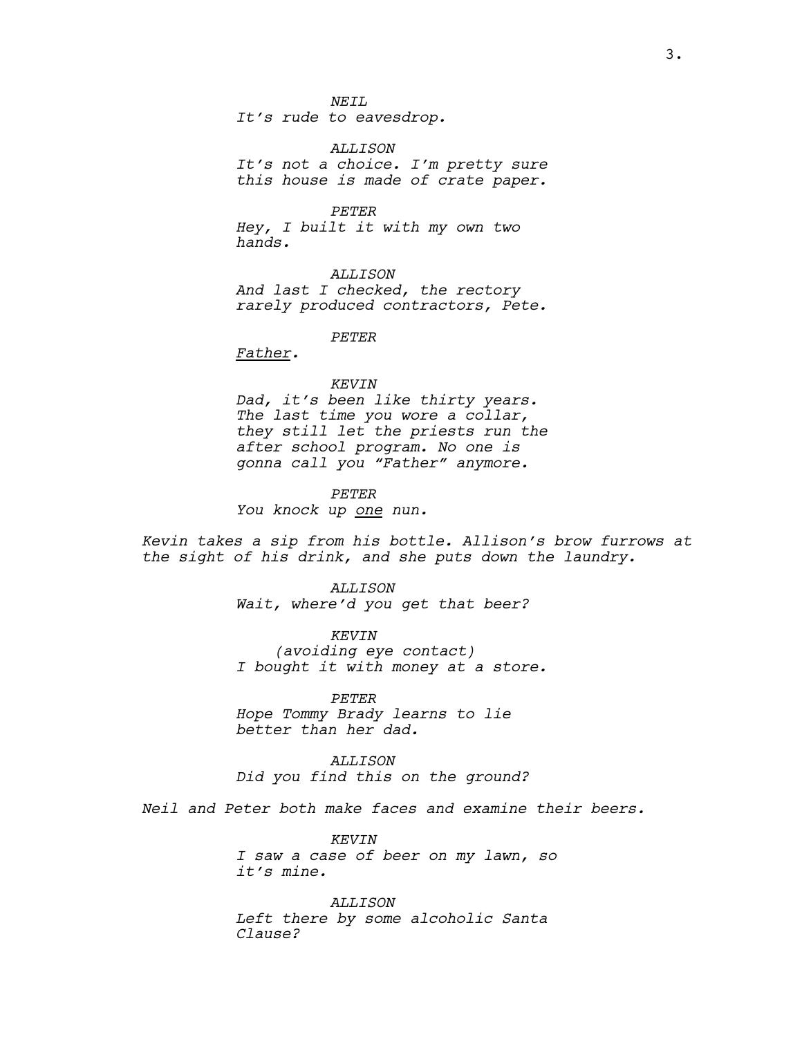NEIL
*It's rude to eavesdrop.*

ALLISON
*It's not a choice. I'm pretty sure this house is made of crate paper.*

PETER
*Hey, I built it with my own two hands.*

ALLISON
*And last I checked, the rectory rarely produced contractors, Pete.*

PETER
*<u>Father</u>.*

KEVIN
*Dad, it's been like thirty years. The last time you wore a collar, they still let the priests run the after school program. No one is gonna call you "Father" anymore.*

PETER
*You knock up <u>one</u> nun.*

*Kevin takes a sip from his bottle. Allison's brow furrows at the sight of his drink, and she puts down the laundry.*

ALLISON
*Wait, where'd you get that beer?*

KEVIN
*(avoiding eye contact)*
*I bought it with money at a store.*

PETER
*Hope Tommy Brady learns to lie better than her dad.*

ALLISON
*Did you find this on the ground?*

*Neil and Peter both make faces and examine their beers.*

KEVIN
*I saw a case of beer on my lawn, so it's mine.*

ALLISON
*Left there by some alcoholic Santa Clause?*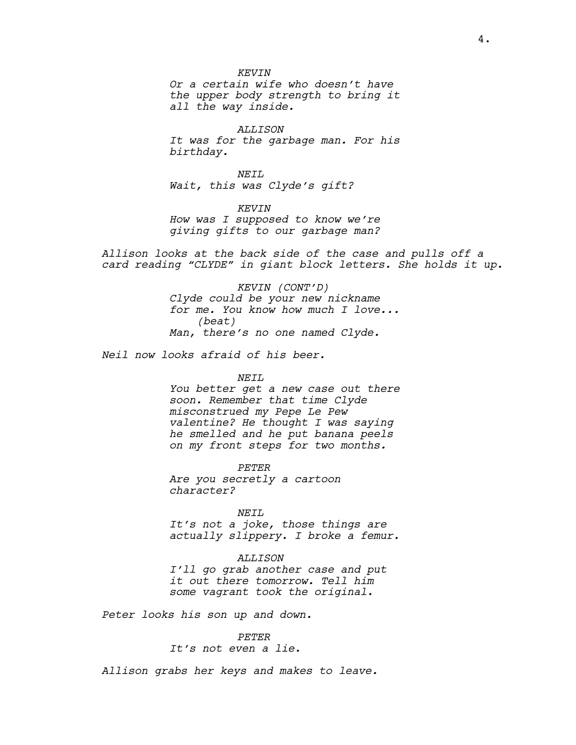KEVIN
Or a certain wife who doesn't have the upper body strength to bring it all the way inside.

ALLISON
It was for the garbage man. For his birthday.

NEIL
Wait, this was Clyde's gift?

KEVIN
How was I supposed to know we're giving gifts to our garbage man?

Allison looks at the back side of the case and pulls off a card reading "CLYDE" in giant block letters. She holds it up.

KEVIN (CONT'D)
Clyde could be your new nickname for me. You know how much I love...
(beat)
Man, there's no one named Clyde.

Neil now looks afraid of his beer.

NEIL
You better get a new case out there soon. Remember that time Clyde misconstrued my Pepe Le Pew valentine? He thought I was saying he smelled and he put banana peels on my front steps for two months.

PETER
Are you secretly a cartoon character?

NEIL
It's not a joke, those things are actually slippery. I broke a femur.

ALLISON
I'll go grab another case and put it out there tomorrow. Tell him some vagrant took the original.

Peter looks his son up and down.

PETER
It's not even a lie.

Allison grabs her keys and makes to leave.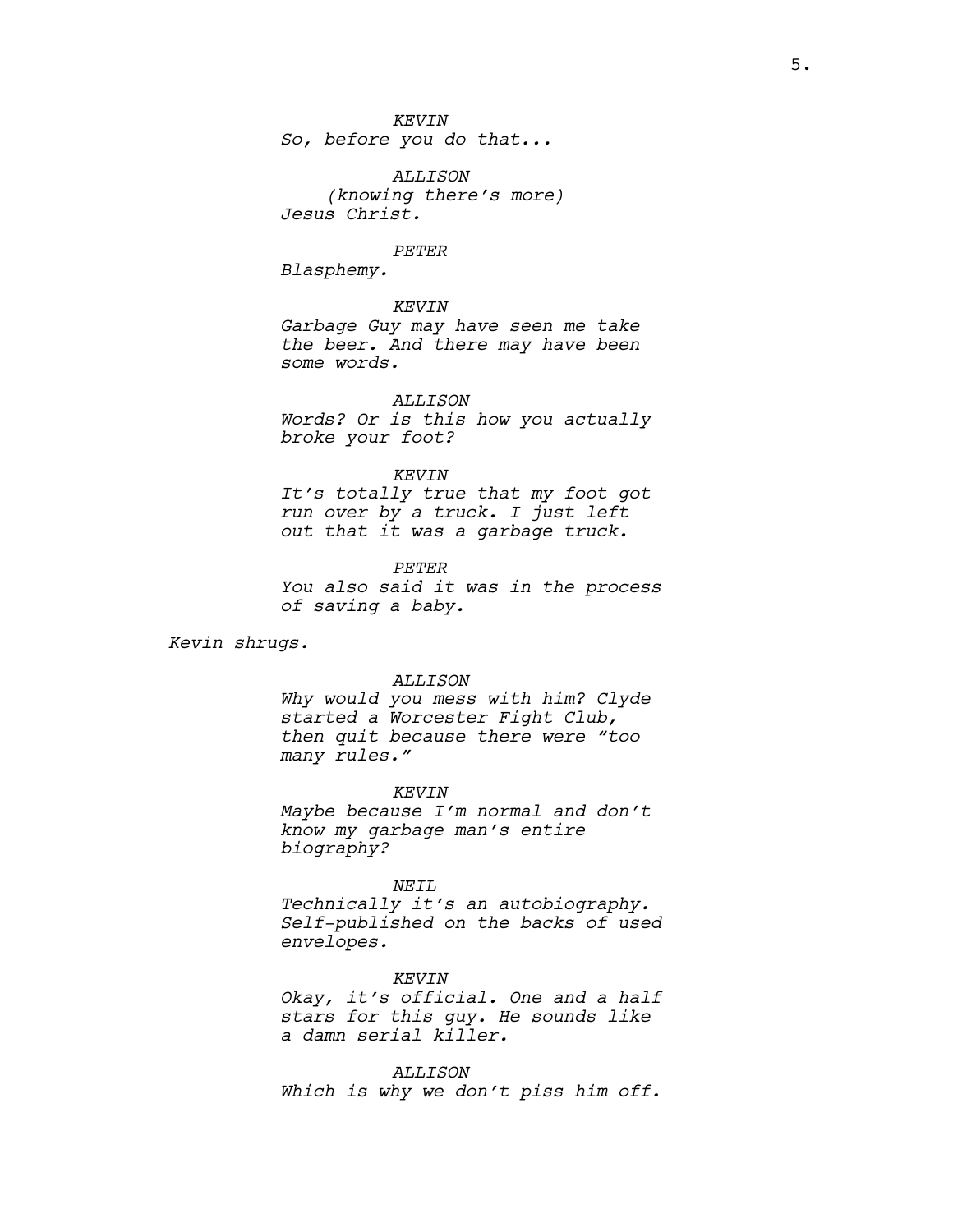KEVIN
So, before you do that...

ALLISON
(knowing there's more)
Jesus Christ.

PETER
Blasphemy.

KEVIN
Garbage Guy may have seen me take the beer. And there may have been some words.

ALLISON
Words? Or is this how you actually broke your foot?

KEVIN
It's totally true that my foot got run over by a truck. I just left out that it was a garbage truck.

PETER
You also said it was in the process of saving a baby.

Kevin shrugs.

ALLISON
Why would you mess with him? Clyde started a Worcester Fight Club, then quit because there were "too many rules."

KEVIN
Maybe because I'm normal and don't know my garbage man's entire biography?

NEIL
Technically it's an autobiography. Self-published on the backs of used envelopes.

KEVIN
Okay, it's official. One and a half stars for this guy. He sounds like a damn serial killer.

ALLISON
Which is why we don't piss him off.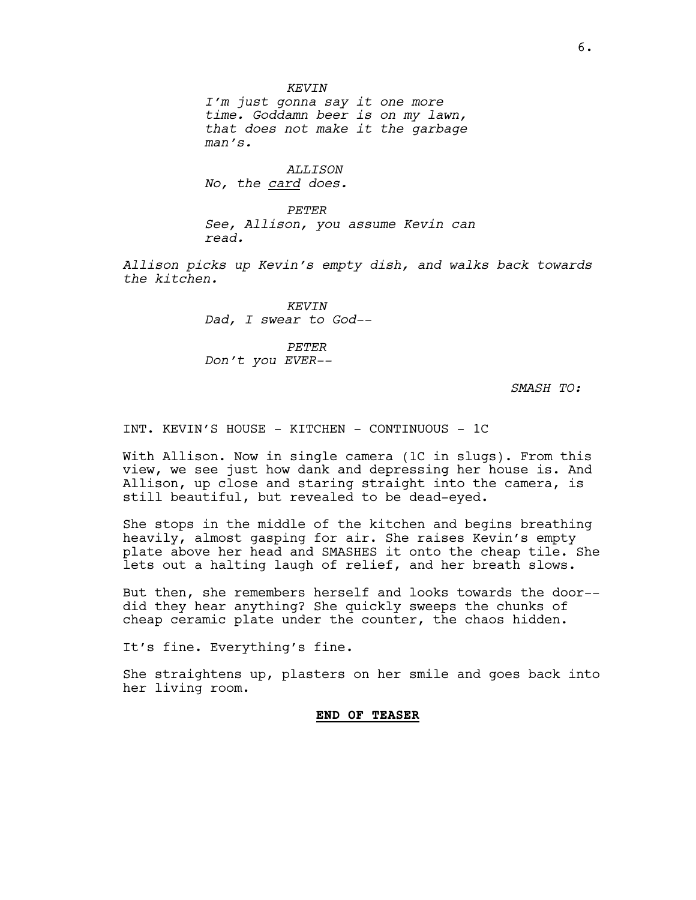*KEVIN*
*I'm just gonna say it one more time. Goddamn beer is on my lawn, that does not make it the garbage man's.*

*ALLISON*
*No, the card does.*

*PETER*
*See, Allison, you assume Kevin can read.*

*Allison picks up Kevin's empty dish, and walks back towards the kitchen.*

*KEVIN*
*Dad, I swear to God--*

*PETER*
*Don't you EVER--*

*SMASH TO:*

INT. KEVIN'S HOUSE - KITCHEN - CONTINUOUS - 1C

With Allison. Now in single camera (1C in slugs). From this view, we see just how dank and depressing her house is. And Allison, up close and staring straight into the camera, is still beautiful, but revealed to be dead-eyed.

She stops in the middle of the kitchen and begins breathing heavily, almost gasping for air. She raises Kevin's empty plate above her head and SMASHES it onto the cheap tile. She lets out a halting laugh of relief, and her breath slows.

But then, she remembers herself and looks towards the door-- did they hear anything? She quickly sweeps the chunks of cheap ceramic plate under the counter, the chaos hidden.

It's fine. Everything's fine.

She straightens up, plasters on her smile and goes back into her living room.

**END OF TEASER**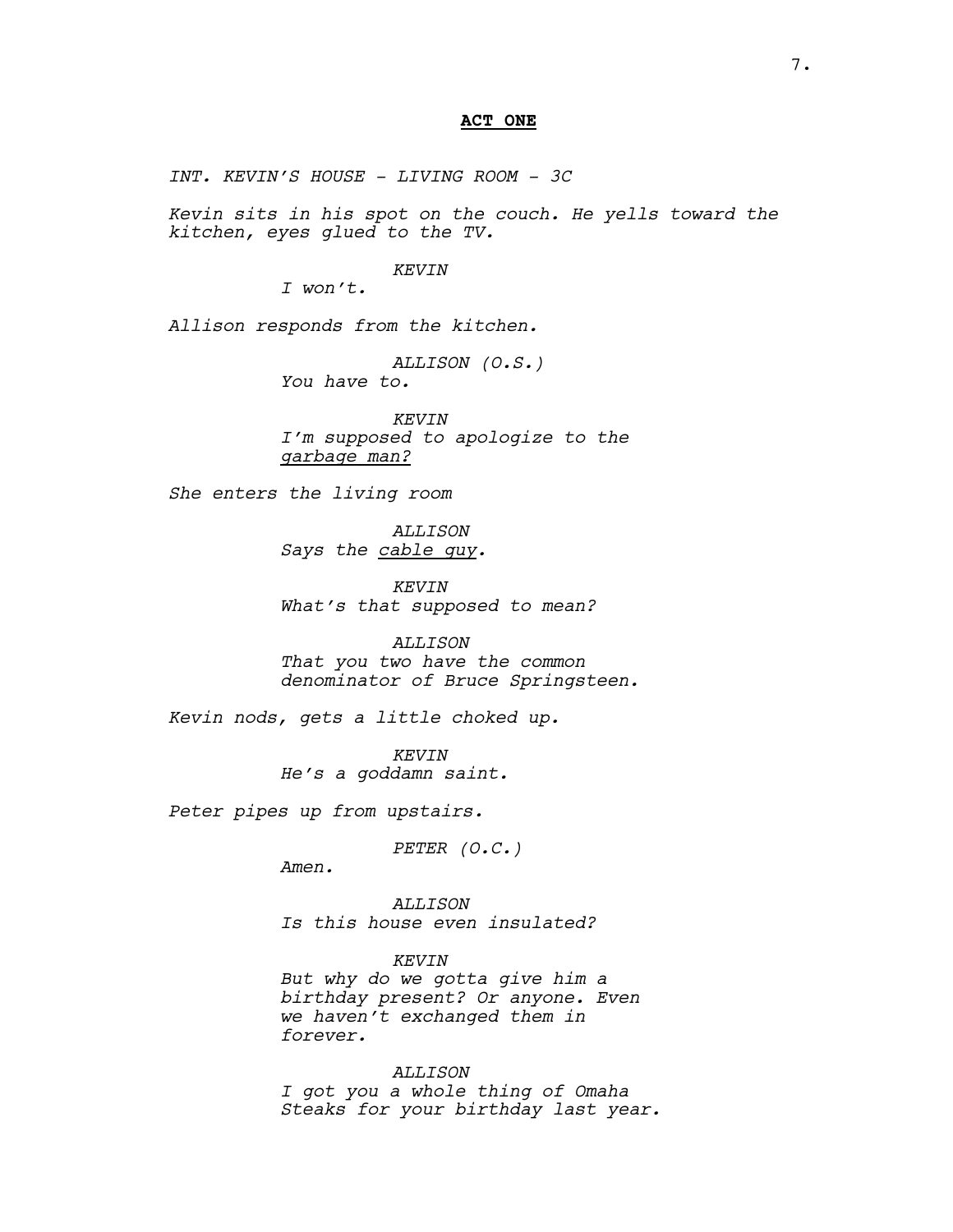**ACT ONE**

*INT. KEVIN'S HOUSE - LIVING ROOM - 3C*

*Kevin sits in his spot on the couch. He yells toward the kitchen, eyes glued to the TV.*

*KEVIN*
*I won't.*

*Allison responds from the kitchen.*

*ALLISON (O.S.)*
*You have to.*

*KEVIN*
*I'm supposed to apologize to the garbage man?*

*She enters the living room*

*ALLISON*
*Says the cable guy.*

*KEVIN*
*What's that supposed to mean?*

*ALLISON*
*That you two have the common denominator of Bruce Springsteen.*

*Kevin nods, gets a little choked up.*

*KEVIN*
*He's a goddamn saint.*

*Peter pipes up from upstairs.*

*PETER (O.C.)*
*Amen.*

*ALLISON*
*Is this house even insulated?*

*KEVIN*
*But why do we gotta give him a birthday present? Or anyone. Even we haven't exchanged them in forever.*

*ALLISON*
*I got you a whole thing of Omaha Steaks for your birthday last year.*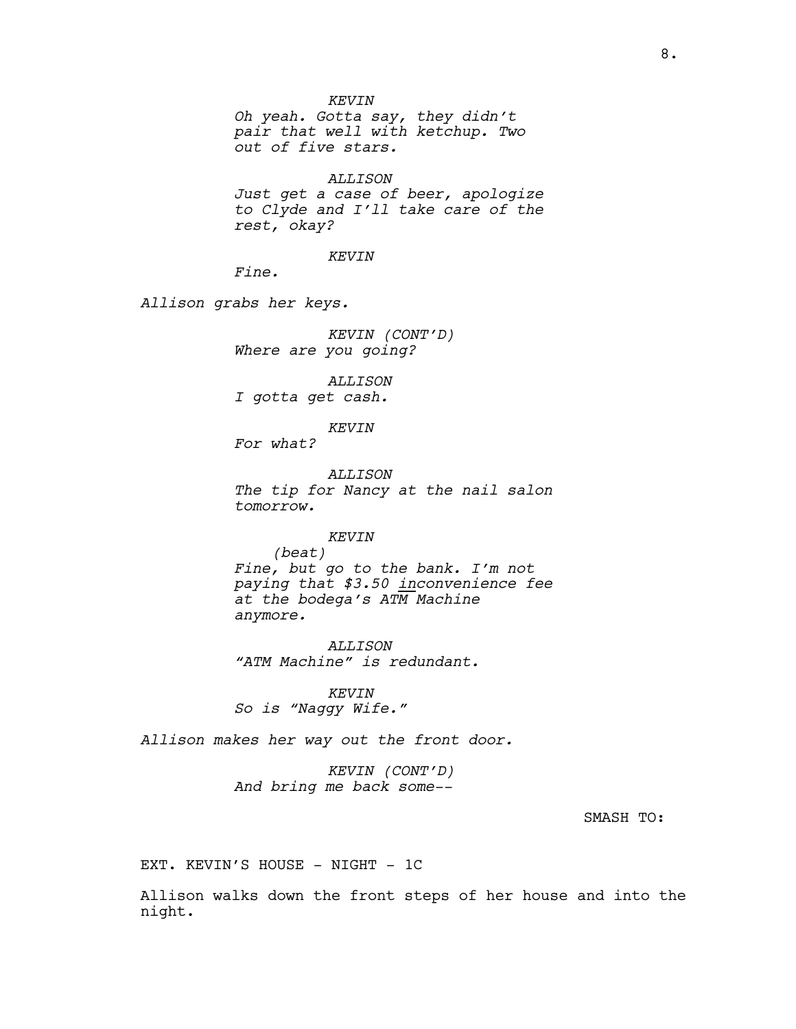*KEVIN*
*Oh yeah. Gotta say, they didn't pair that well with ketchup. Two out of five stars.*

*ALLISON*
*Just get a case of beer, apologize to Clyde and I'll take care of the rest, okay?*

*KEVIN*
*Fine.*

*Allison grabs her keys.*

*KEVIN (CONT'D)*
*Where are you going?*

*ALLISON*
*I gotta get cash.*

*KEVIN*
*For what?*

*ALLISON*
*The tip for Nancy at the nail salon tomorrow.*

*KEVIN*
*(beat)*
*Fine, but go to the bank. I'm not paying that $3.50 <u>in</u>convenience fee at the bodega's ATM Machine anymore.*

*ALLISON*
*"ATM Machine" is redundant.*

*KEVIN*
*So is "Naggy Wife."*

*Allison makes her way out the front door.*

*KEVIN (CONT'D)*
*And bring me back some--*

SMASH TO:

EXT. KEVIN'S HOUSE - NIGHT - 1C

Allison walks down the front steps of her house and into the night.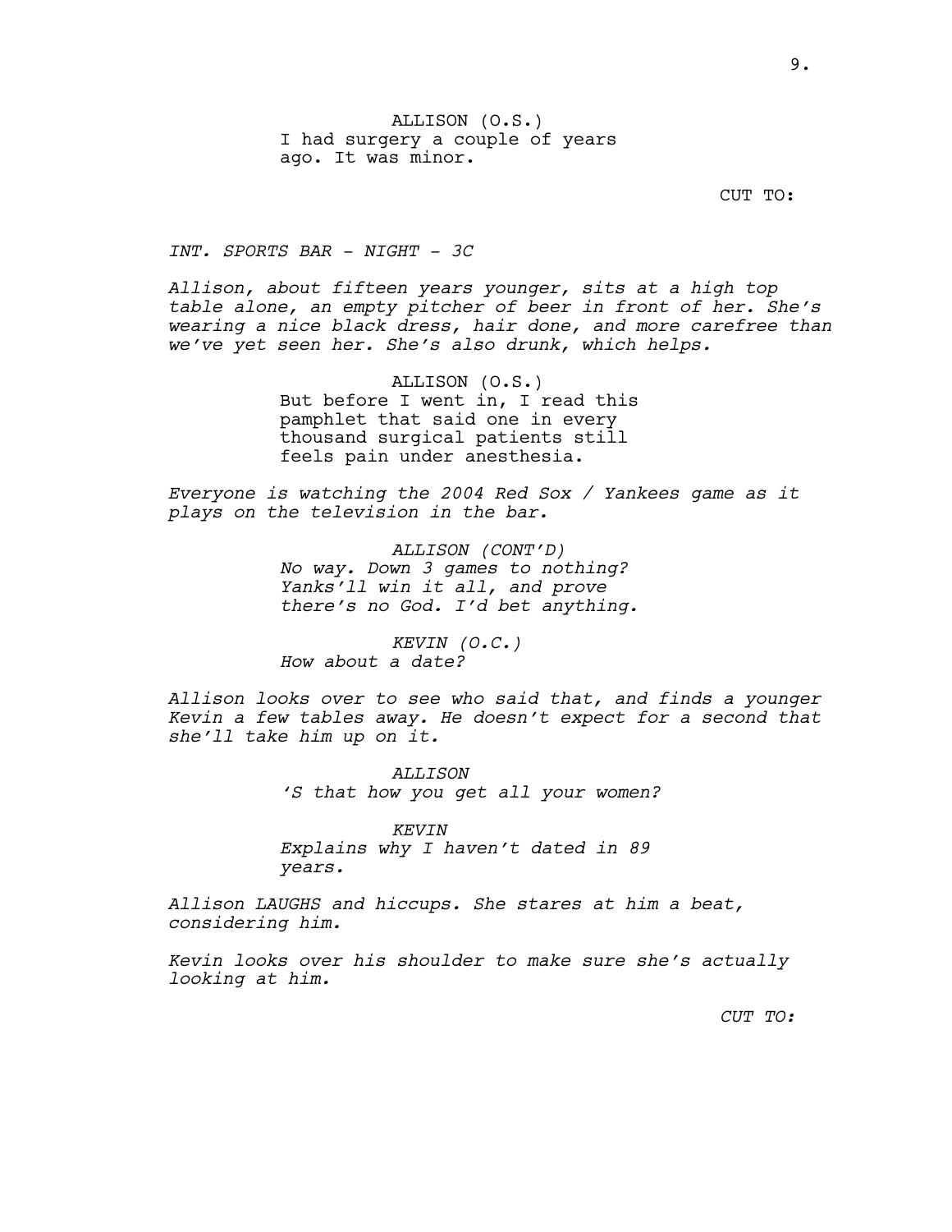ALLISON (O.S.)
I had surgery a couple of years ago. It was minor.

CUT TO:

*INT. SPORTS BAR - NIGHT - 3C*

*Allison, about fifteen years younger, sits at a high top table alone, an empty pitcher of beer in front of her. She's wearing a nice black dress, hair done, and more carefree than we've yet seen her. She's also drunk, which helps.*

ALLISON (O.S.)
But before I went in, I read this pamphlet that said one in every thousand surgical patients still feels pain under anesthesia.

*Everyone is watching the 2004 Red Sox / Yankees game as it plays on the television in the bar.*

*ALLISON (CONT'D)*
*No way. Down 3 games to nothing? Yanks'll win it all, and prove there's no God. I'd bet anything.*

*KEVIN (O.C.)*
*How about a date?*

*Allison looks over to see who said that, and finds a younger Kevin a few tables away. He doesn't expect for a second that she'll take him up on it.*

*ALLISON*
*'S that how you get all your women?*

*KEVIN*
*Explains why I haven't dated in 89 years.*

*Allison LAUGHS and hiccups. She stares at him a beat, considering him.*

*Kevin looks over his shoulder to make sure she's actually looking at him.*

*CUT TO:*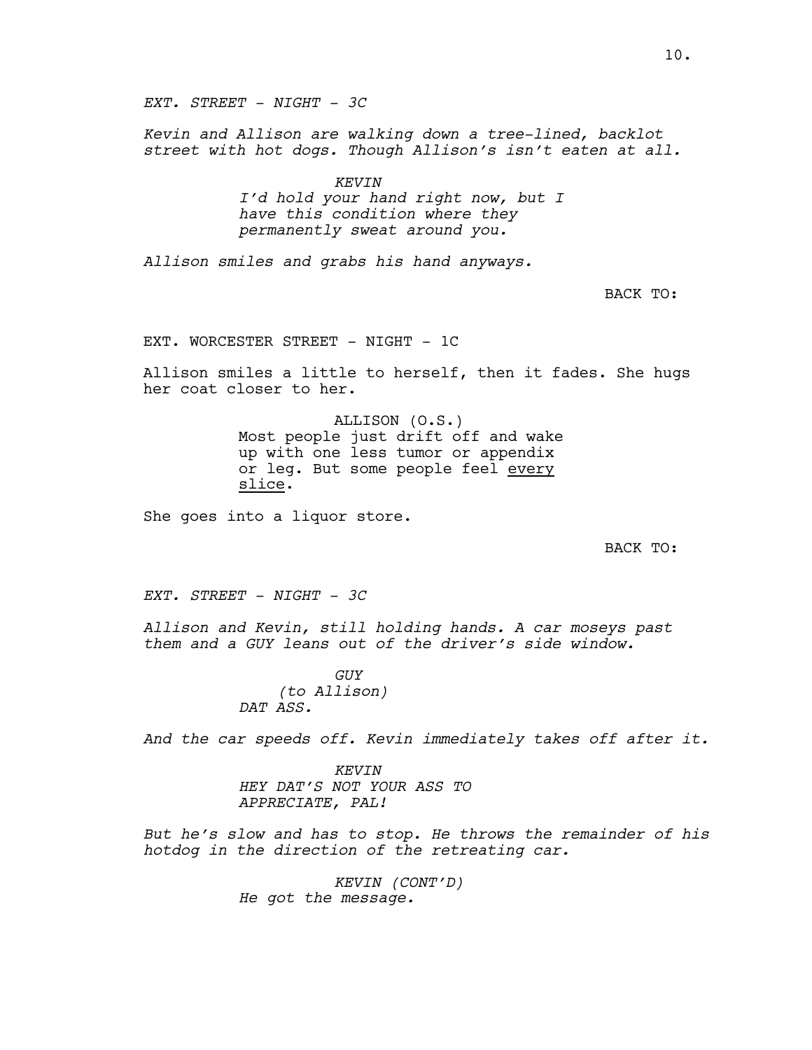*EXT. STREET - NIGHT - 3C*

*Kevin and Allison are walking down a tree-lined, backlot street with hot dogs. Though Allison's isn't eaten at all.*

*KEVIN*
*I'd hold your hand right now, but I have this condition where they permanently sweat around you.*

*Allison smiles and grabs his hand anyways.*

BACK TO:

EXT. WORCESTER STREET - NIGHT - 1C

Allison smiles a little to herself, then it fades. She hugs her coat closer to her.

ALLISON (O.S.)
Most people just drift off and wake up with one less tumor or appendix or leg. But some people feel <u>every slice</u>.

She goes into a liquor store.

BACK TO:

*EXT. STREET - NIGHT - 3C*

*Allison and Kevin, still holding hands. A car moseys past them and a GUY leans out of the driver's side window.*

*GUY*
*(to Allison)*
*DAT ASS.*

*And the car speeds off. Kevin immediately takes off after it.*

*KEVIN*
*HEY DAT'S NOT YOUR ASS TO APPRECIATE, PAL!*

*But he's slow and has to stop. He throws the remainder of his hotdog in the direction of the retreating car.*

*KEVIN (CONT'D)*
*He got the message.*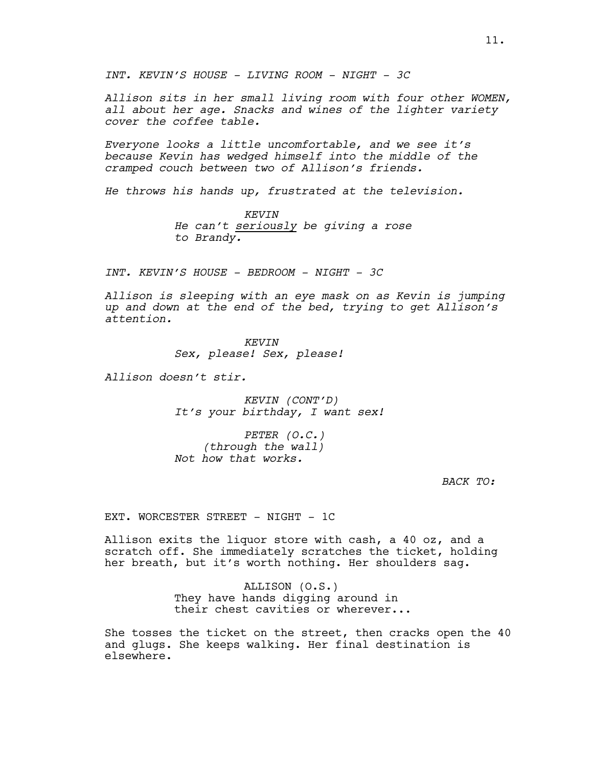*INT. KEVIN'S HOUSE - LIVING ROOM - NIGHT - 3C*

*Allison sits in her small living room with four other WOMEN, all about her age. Snacks and wines of the lighter variety cover the coffee table.*

*Everyone looks a little uncomfortable, and we see it's because Kevin has wedged himself into the middle of the cramped couch between two of Allison's friends.*

*He throws his hands up, frustrated at the television.*

*KEVIN*
*He can't <u>seriously</u> be giving a rose to Brandy.*

*INT. KEVIN'S HOUSE - BEDROOM - NIGHT - 3C*

*Allison is sleeping with an eye mask on as Kevin is jumping up and down at the end of the bed, trying to get Allison's attention.*

*KEVIN*
*Sex, please! Sex, please!*

*Allison doesn't stir.*

*KEVIN (CONT'D)*
*It's your birthday, I want sex!*

*PETER (O.C.)*
*(through the wall)*
*Not how that works.*

*BACK TO:*

EXT. WORCESTER STREET - NIGHT - 1C

Allison exits the liquor store with cash, a 40 oz, and a scratch off. She immediately scratches the ticket, holding her breath, but it's worth nothing. Her shoulders sag.

ALLISON (O.S.)
They have hands digging around in their chest cavities or wherever...

She tosses the ticket on the street, then cracks open the 40 and glugs. She keeps walking. Her final destination is elsewhere.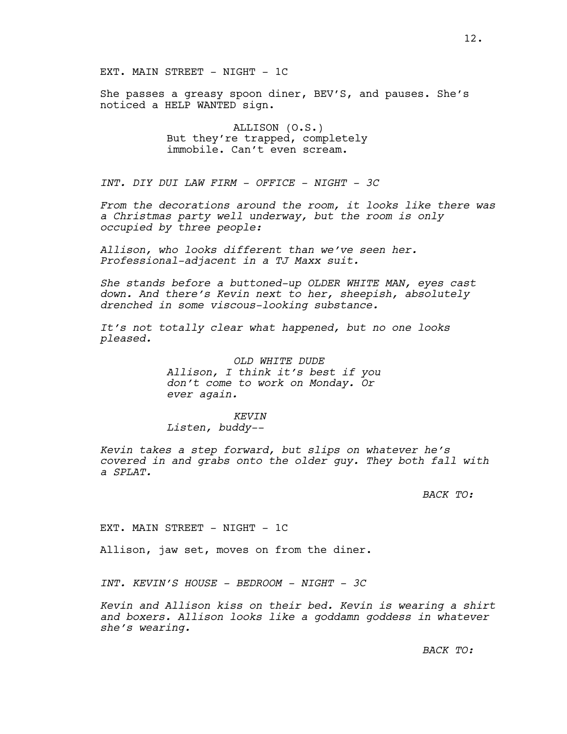EXT. MAIN STREET - NIGHT - 1C

She passes a greasy spoon diner, BEV'S, and pauses. She's noticed a HELP WANTED sign.

ALLISON (O.S.)
But they're trapped, completely immobile. Can't even scream.

*INT. DIY DUI LAW FIRM - OFFICE - NIGHT - 3C*

*From the decorations around the room, it looks like there was a Christmas party well underway, but the room is only occupied by three people:*

*Allison, who looks different than we've seen her. Professional-adjacent in a TJ Maxx suit.*

*She stands before a buttoned-up OLDER WHITE MAN, eyes cast down. And there's Kevin next to her, sheepish, absolutely drenched in some viscous-looking substance.*

*It's not totally clear what happened, but no one looks pleased.*

*OLD WHITE DUDE*
*Allison, I think it's best if you don't come to work on Monday. Or ever again.*

*KEVIN*
*Listen, buddy--*

*Kevin takes a step forward, but slips on whatever he's covered in and grabs onto the older guy. They both fall with a SPLAT.*

*BACK TO:*

EXT. MAIN STREET - NIGHT - 1C

Allison, jaw set, moves on from the diner.

*INT. KEVIN'S HOUSE - BEDROOM - NIGHT - 3C*

*Kevin and Allison kiss on their bed. Kevin is wearing a shirt and boxers. Allison looks like a goddamn goddess in whatever she's wearing.*

*BACK TO:*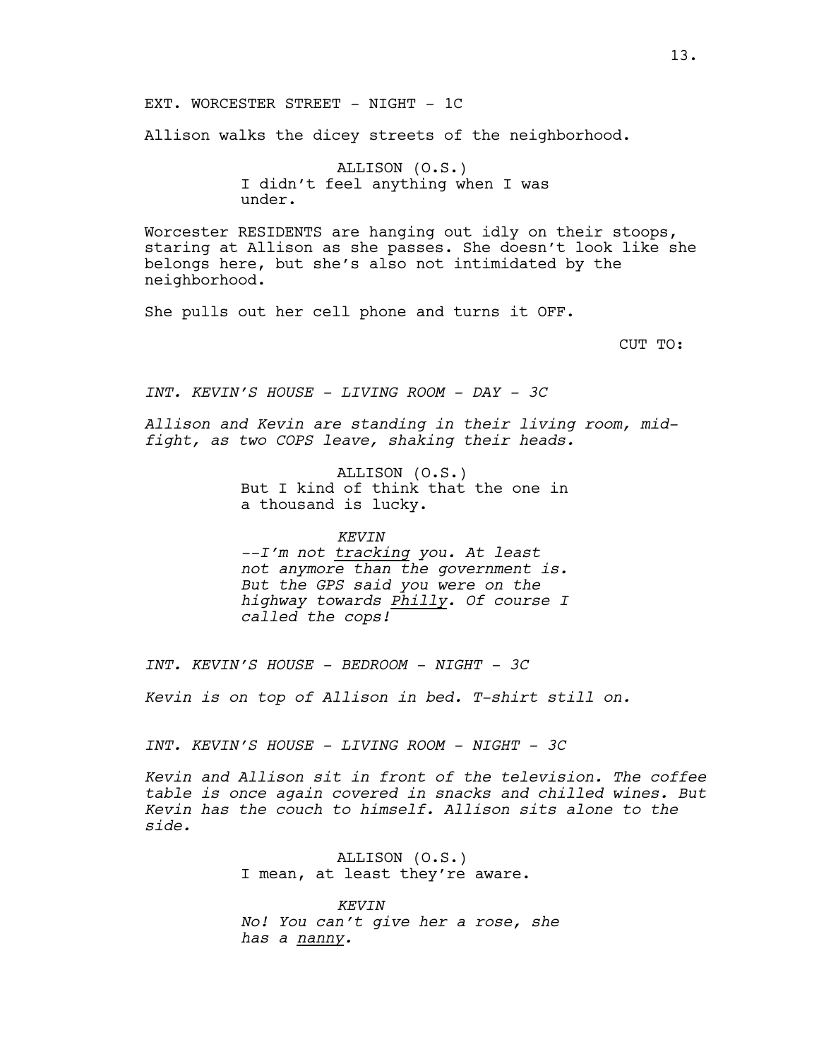EXT. WORCESTER STREET - NIGHT - 1C

Allison walks the dicey streets of the neighborhood.

ALLISON (O.S.)
I didn't feel anything when I was under.

Worcester RESIDENTS are hanging out idly on their stoops, staring at Allison as she passes. She doesn't look like she belongs here, but she's also not intimidated by the neighborhood.

She pulls out her cell phone and turns it OFF.

CUT TO:

*INT. KEVIN'S HOUSE - LIVING ROOM - DAY - 3C*

*Allison and Kevin are standing in their living room, mid-fight, as two COPS leave, shaking their heads.*

ALLISON (O.S.)
But I kind of think that the one in a thousand is lucky.

*KEVIN*
*--I'm not <u>tracking</u> you. At least not anymore than the government is. But the GPS said you were on the highway towards <u>Philly</u>. Of course I called the cops!*

*INT. KEVIN'S HOUSE - BEDROOM - NIGHT - 3C*

*Kevin is on top of Allison in bed. T-shirt still on.*

*INT. KEVIN'S HOUSE - LIVING ROOM - NIGHT - 3C*

*Kevin and Allison sit in front of the television. The coffee table is once again covered in snacks and chilled wines. But Kevin has the couch to himself. Allison sits alone to the side.*

ALLISON (O.S.)
I mean, at least they're aware.

*KEVIN*
*No! You can't give her a rose, she has a <u>nanny</u>.*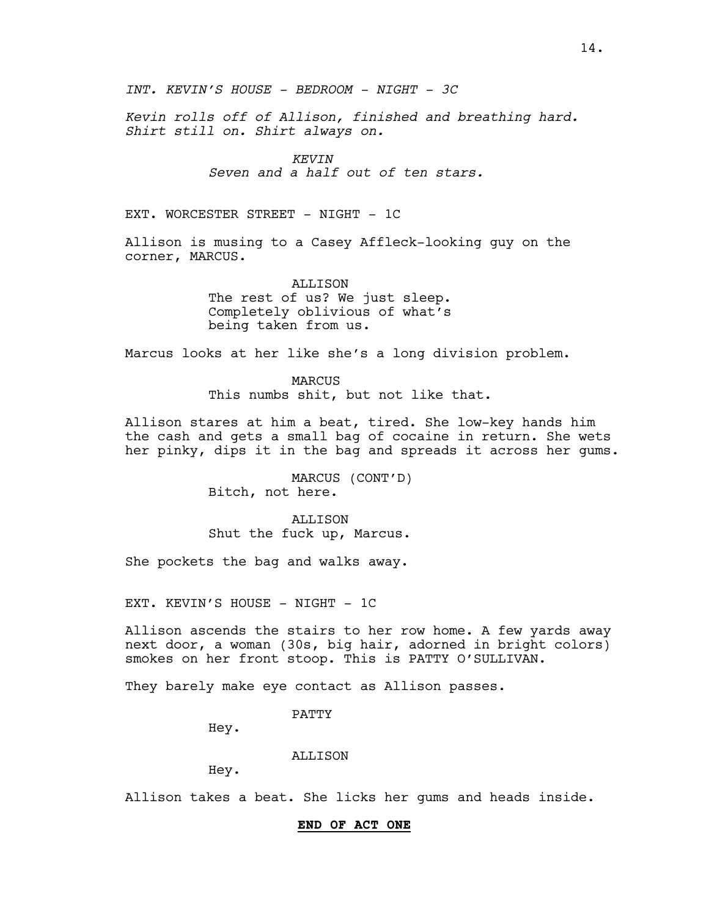*INT. KEVIN'S HOUSE - BEDROOM - NIGHT - 3C*

*Kevin rolls off of Allison, finished and breathing hard. Shirt still on. Shirt always on.*

*KEVIN*
*Seven and a half out of ten stars.*

EXT. WORCESTER STREET - NIGHT - 1C

Allison is musing to a Casey Affleck-looking guy on the corner, MARCUS.

ALLISON
The rest of us? We just sleep. Completely oblivious of what's being taken from us.

Marcus looks at her like she's a long division problem.

MARCUS
This numbs shit, but not like that.

Allison stares at him a beat, tired. She low-key hands him the cash and gets a small bag of cocaine in return. She wets her pinky, dips it in the bag and spreads it across her gums.

MARCUS (CONT'D)
Bitch, not here.

ALLISON
Shut the fuck up, Marcus.

She pockets the bag and walks away.

EXT. KEVIN'S HOUSE - NIGHT - 1C

Allison ascends the stairs to her row home. A few yards away next door, a woman (30s, big hair, adorned in bright colors) smokes on her front stoop. This is PATTY O'SULLIVAN.

They barely make eye contact as Allison passes.

PATTY
Hey.

ALLISON
Hey.

Allison takes a beat. She licks her gums and heads inside.

**END OF ACT ONE**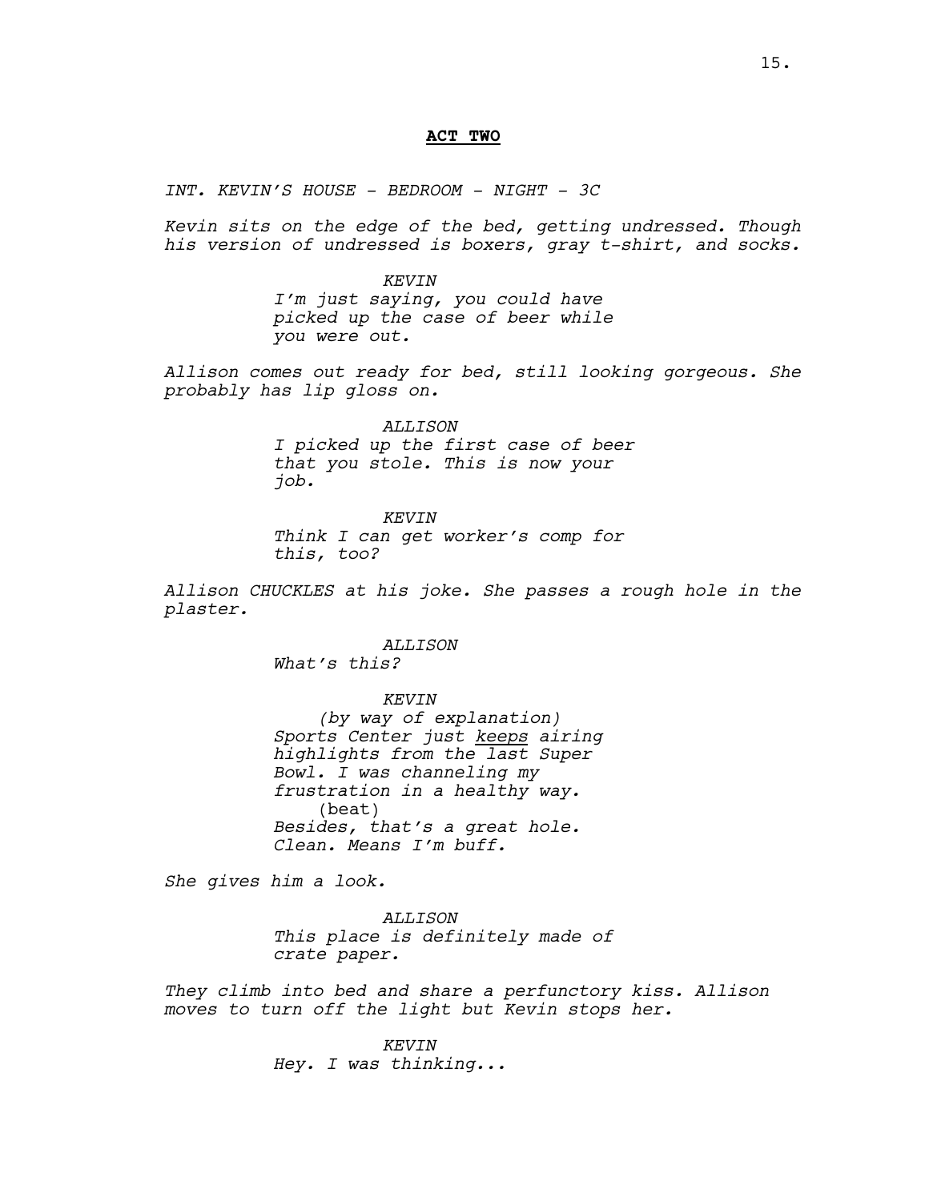**ACT TWO**

*INT. KEVIN'S HOUSE - BEDROOM - NIGHT - 3C*

*Kevin sits on the edge of the bed, getting undressed. Though his version of undressed is boxers, gray t-shirt, and socks.*

KEVIN
*I'm just saying, you could have picked up the case of beer while you were out.*

*Allison comes out ready for bed, still looking gorgeous. She probably has lip gloss on.*

ALLISON
*I picked up the first case of beer that you stole. This is now your job.*

KEVIN
*Think I can get worker's comp for this, too?*

*Allison CHUCKLES at his joke. She passes a rough hole in the plaster.*

ALLISON
*What's this?*

KEVIN
*(by way of explanation)*
*Sports Center just keeps airing highlights from the last Super Bowl. I was channeling my frustration in a healthy way.*
(beat)
*Besides, that's a great hole. Clean. Means I'm buff.*

*She gives him a look.*

ALLISON
*This place is definitely made of crate paper.*

*They climb into bed and share a perfunctory kiss. Allison moves to turn off the light but Kevin stops her.*

KEVIN
*Hey. I was thinking...*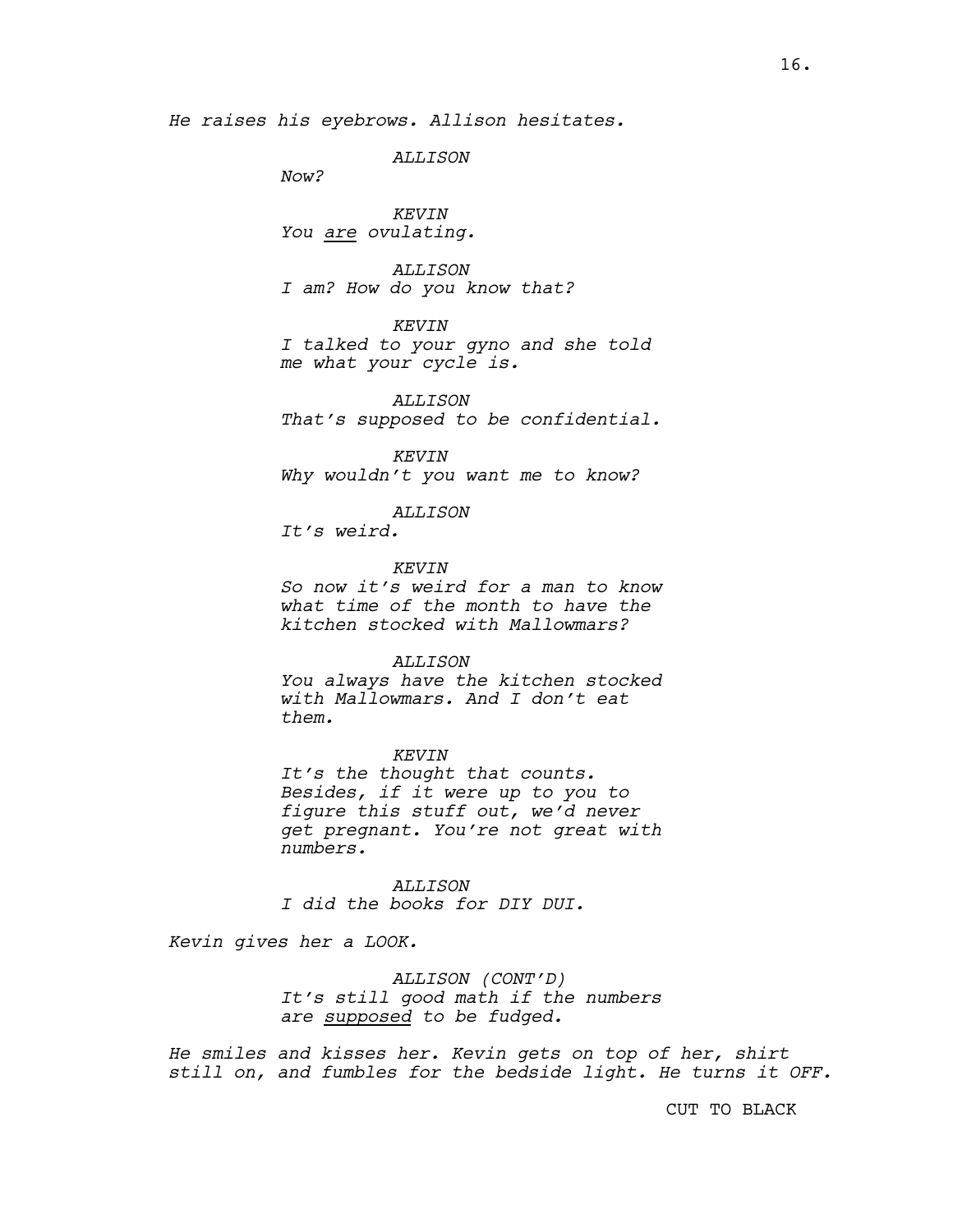*He raises his eyebrows. Allison hesitates.*

*ALLISON*
*Now?*

*KEVIN*
*You <u>are</u> ovulating.*

*ALLISON*
*I am? How do you know that?*

*KEVIN*
*I talked to your gyno and she told me what your cycle is.*

*ALLISON*
*That's supposed to be confidential.*

*KEVIN*
*Why wouldn't you want me to know?*

*ALLISON*
*It's weird.*

*KEVIN*
*So now it's weird for a man to know what time of the month to have the kitchen stocked with Mallowmars?*

*ALLISON*
*You always have the kitchen stocked with Mallowmars. And I don't eat them.*

*KEVIN*
*It's the thought that counts. Besides, if it were up to you to figure this stuff out, we'd never get pregnant. You're not great with numbers.*

*ALLISON*
*I did the books for DIY DUI.*

*Kevin gives her a LOOK.*

*ALLISON (CONT'D)*
*It's still good math if the numbers are <u>supposed</u> to be fudged.*

*He smiles and kisses her. Kevin gets on top of her, shirt still on, and fumbles for the bedside light. He turns it OFF.*

CUT TO BLACK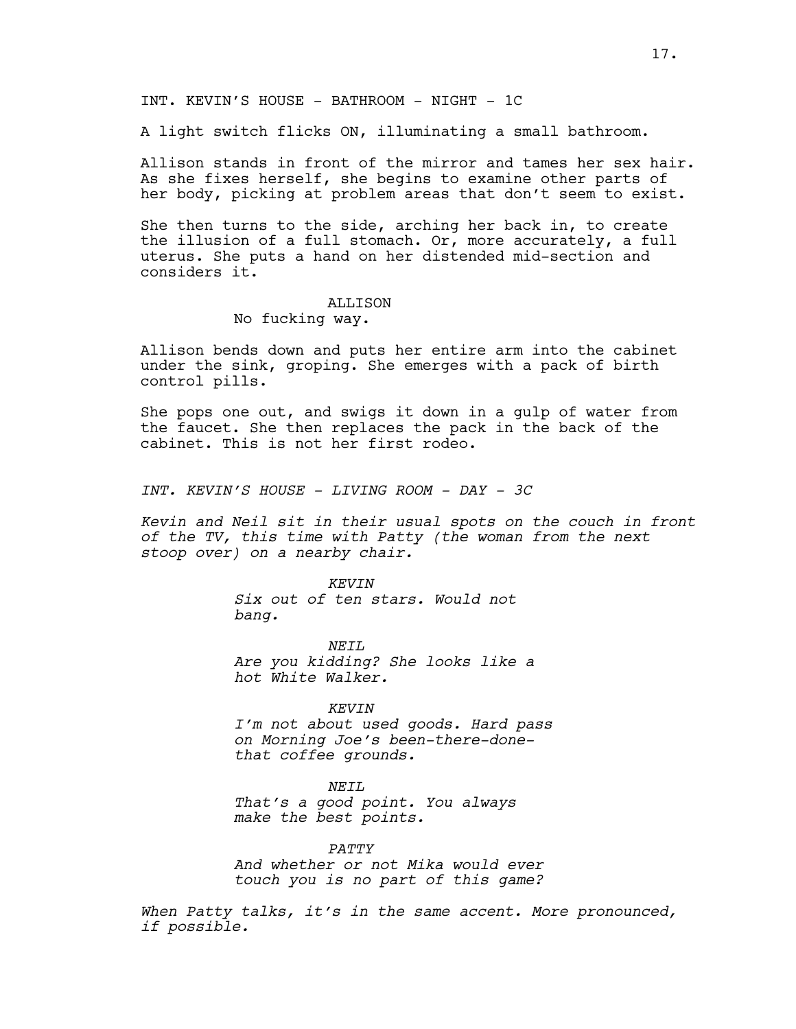INT. KEVIN'S HOUSE - BATHROOM - NIGHT - 1C

A light switch flicks ON, illuminating a small bathroom.

Allison stands in front of the mirror and tames her sex hair. As she fixes herself, she begins to examine other parts of her body, picking at problem areas that don't seem to exist.

She then turns to the side, arching her back in, to create the illusion of a full stomach. Or, more accurately, a full uterus. She puts a hand on her distended mid-section and considers it.

ALLISON
No fucking way.

Allison bends down and puts her entire arm into the cabinet under the sink, groping. She emerges with a pack of birth control pills.

She pops one out, and swigs it down in a gulp of water from the faucet. She then replaces the pack in the back of the cabinet. This is not her first rodeo.

*INT. KEVIN'S HOUSE - LIVING ROOM - DAY - 3C*

*Kevin and Neil sit in their usual spots on the couch in front of the TV, this time with Patty (the woman from the next stoop over) on a nearby chair.*

*KEVIN*
*Six out of ten stars. Would not bang.*

*NEIL*
*Are you kidding? She looks like a hot White Walker.*

*KEVIN*
*I'm not about used goods. Hard pass on Morning Joe's been-there-done-that coffee grounds.*

*NEIL*
*That's a good point. You always make the best points.*

*PATTY*
*And whether or not Mika would ever touch you is no part of this game?*

*When Patty talks, it's in the same accent. More pronounced, if possible.*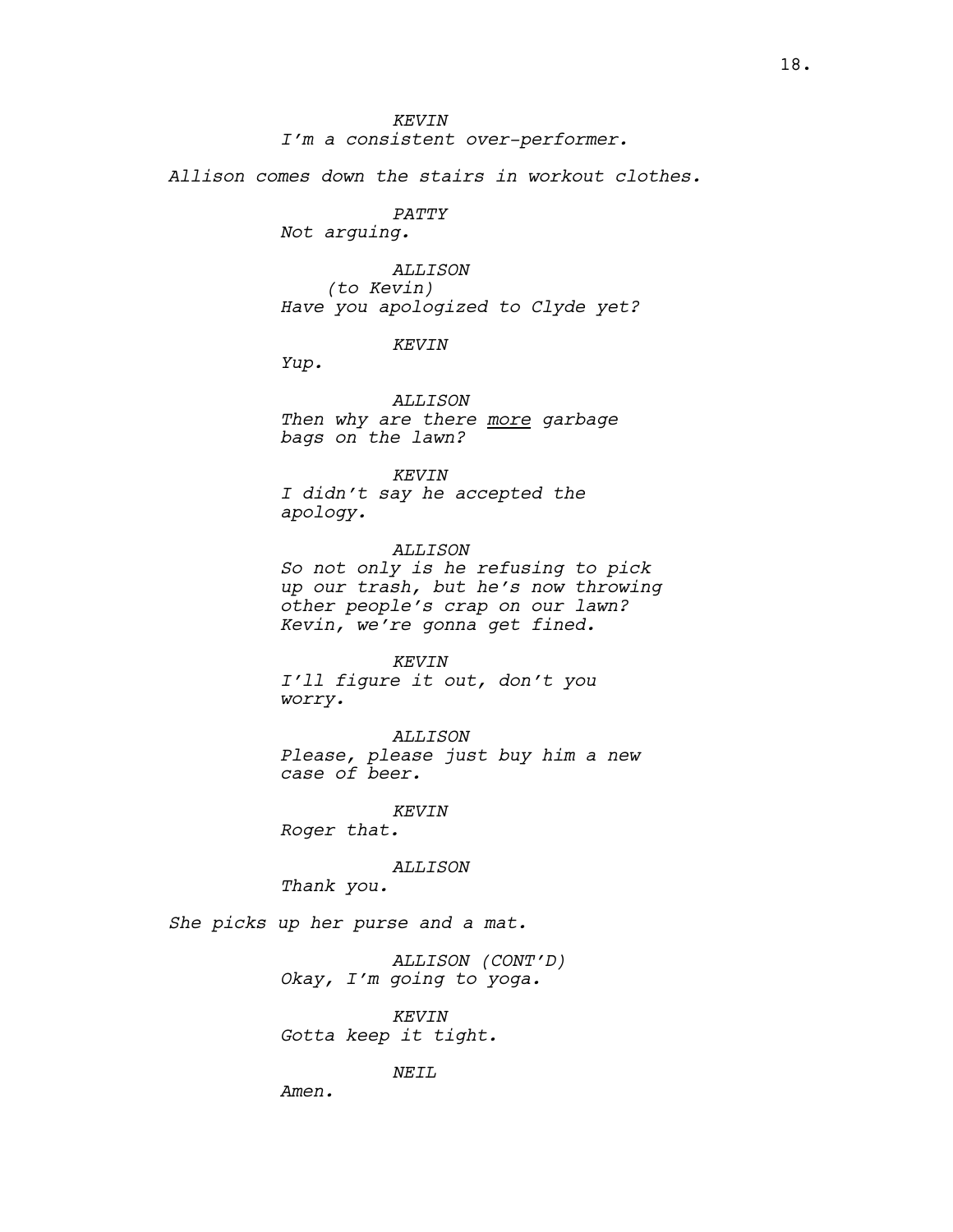KEVIN
I'm a consistent over-performer.

Allison comes down the stairs in workout clothes.

PATTY
Not arguing.

ALLISON
(to Kevin)
Have you apologized to Clyde yet?

KEVIN
Yup.

ALLISON
Then why are there <u>more</u> garbage bags on the lawn?

KEVIN
I didn't say he accepted the apology.

ALLISON
So not only is he refusing to pick up our trash, but he's now throwing other people's crap on our lawn? Kevin, we're gonna get fined.

KEVIN
I'll figure it out, don't you worry.

ALLISON
Please, please just buy him a new case of beer.

KEVIN
Roger that.

ALLISON
Thank you.

She picks up her purse and a mat.

ALLISON (CONT'D)
Okay, I'm going to yoga.

KEVIN
Gotta keep it tight.

NEIL
Amen.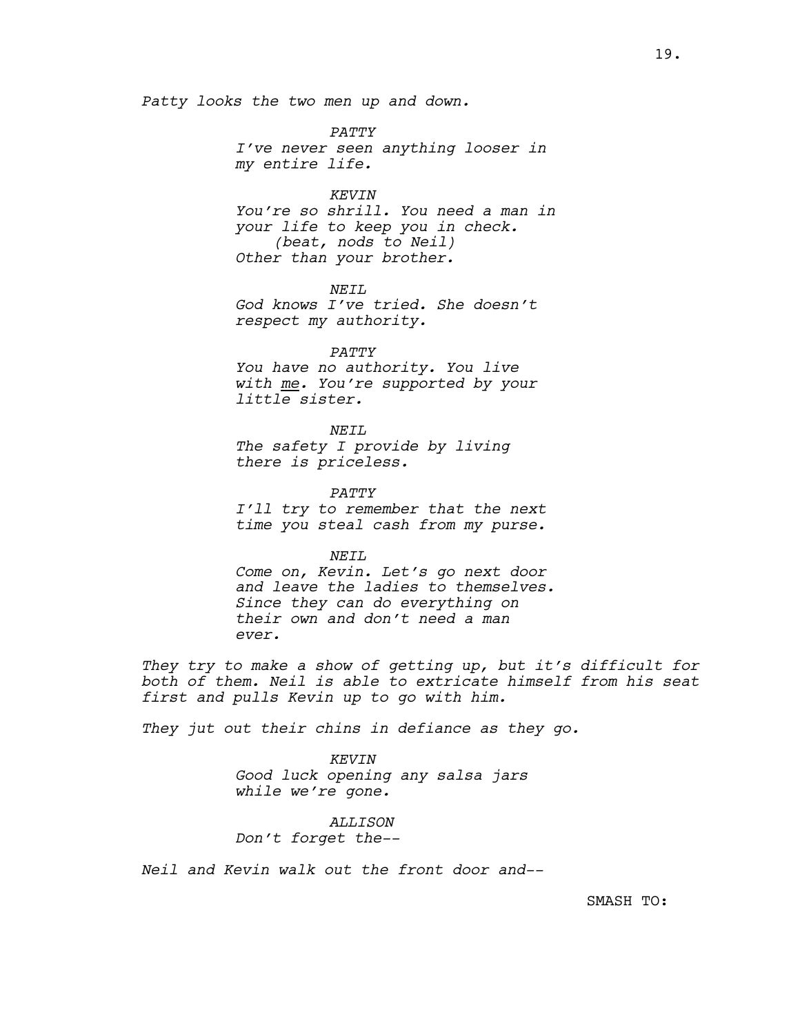*Patty looks the two men up and down.*

*PATTY*
*I've never seen anything looser in my entire life.*

*KEVIN*
*You're so shrill. You need a man in your life to keep you in check.*
*(beat, nods to Neil)*
*Other than your brother.*

*NEIL*
*God knows I've tried. She doesn't respect my authority.*

*PATTY*
*You have no authority. You live with <u>me</u>. You're supported by your little sister.*

*NEIL*
*The safety I provide by living there is priceless.*

*PATTY*
*I'll try to remember that the next time you steal cash from my purse.*

*NEIL*
*Come on, Kevin. Let's go next door and leave the ladies to themselves. Since they can do everything on their own and don't need a man ever.*

*They try to make a show of getting up, but it's difficult for both of them. Neil is able to extricate himself from his seat first and pulls Kevin up to go with him.*

*They jut out their chins in defiance as they go.*

*KEVIN*
*Good luck opening any salsa jars while we're gone.*

*ALLISON*
*Don't forget the--*

*Neil and Kevin walk out the front door and--*

SMASH TO: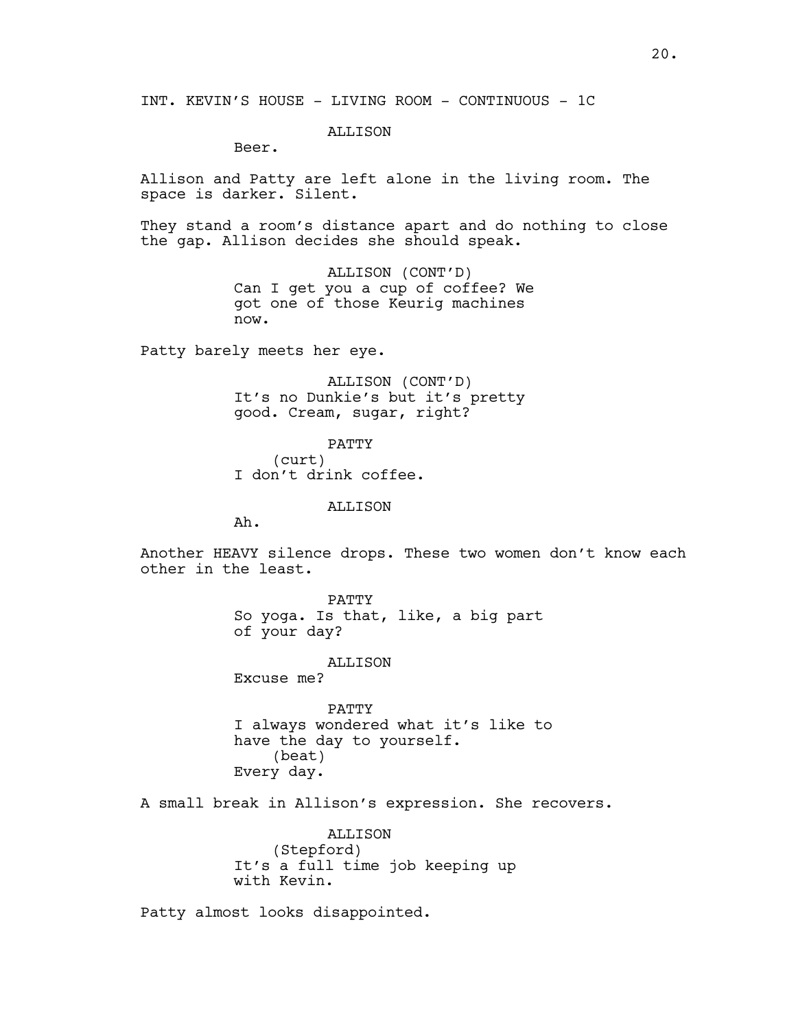INT. KEVIN'S HOUSE - LIVING ROOM - CONTINUOUS - 1C

ALLISON
Beer.

Allison and Patty are left alone in the living room. The space is darker. Silent.

They stand a room's distance apart and do nothing to close the gap. Allison decides she should speak.

ALLISON (CONT'D)
Can I get you a cup of coffee? We got one of those Keurig machines now.

Patty barely meets her eye.

ALLISON (CONT'D)
It's no Dunkie's but it's pretty good. Cream, sugar, right?

PATTY
(curt)
I don't drink coffee.

ALLISON
Ah.

Another HEAVY silence drops. These two women don't know each other in the least.

PATTY
So yoga. Is that, like, a big part of your day?

ALLISON
Excuse me?

PATTY
I always wondered what it's like to have the day to yourself.
(beat)
Every day.

A small break in Allison's expression. She recovers.

ALLISON
(Stepford)
It's a full time job keeping up with Kevin.

Patty almost looks disappointed.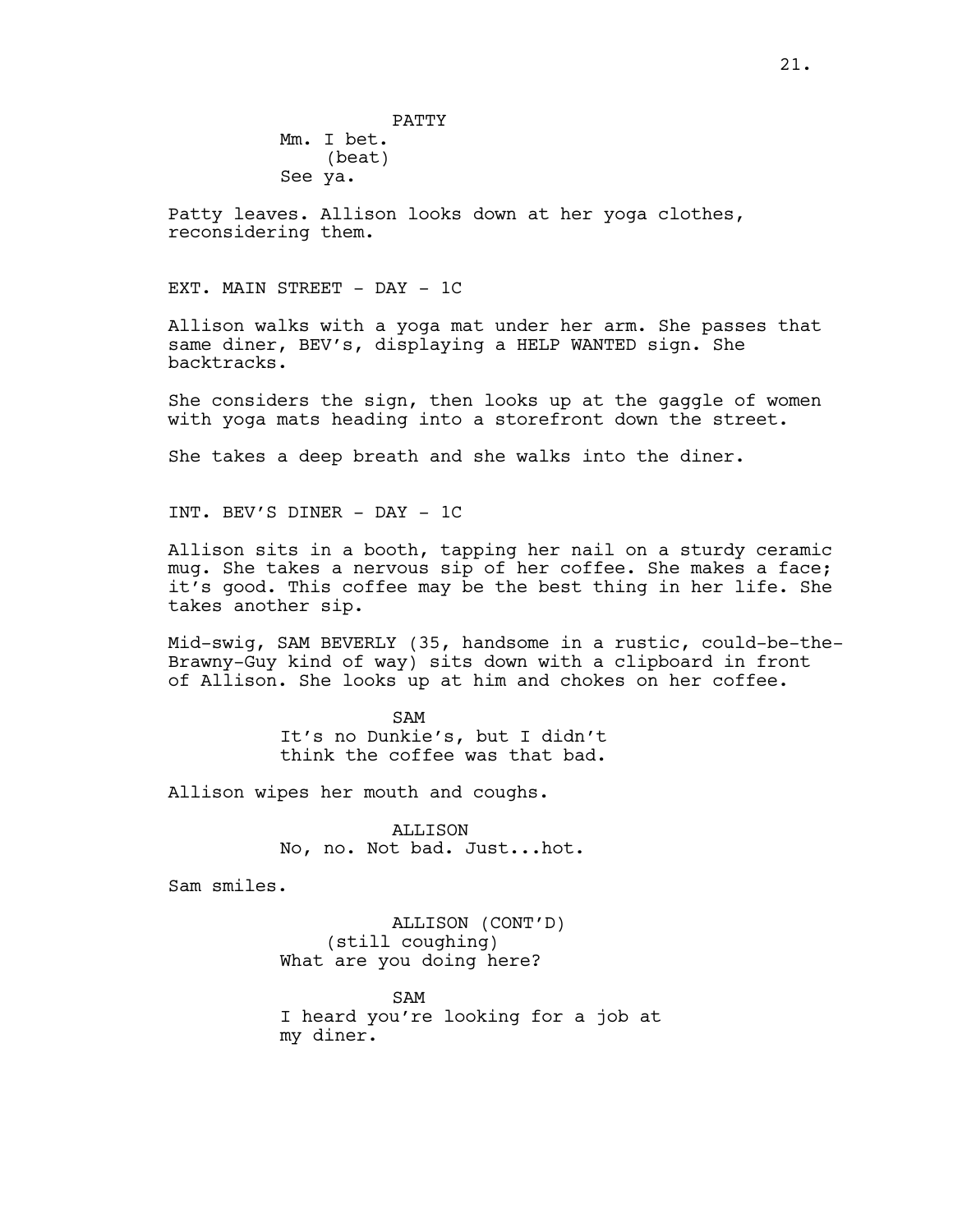PATTY

Mm. I bet.

(beat)

See ya.

Patty leaves. Allison looks down at her yoga clothes, reconsidering them.

EXT. MAIN STREET - DAY - 1C

Allison walks with a yoga mat under her arm. She passes that same diner, BEV's, displaying a HELP WANTED sign. She backtracks.

She considers the sign, then looks up at the gaggle of women with yoga mats heading into a storefront down the street.

She takes a deep breath and she walks into the diner.

INT. BEV'S DINER - DAY - 1C

Allison sits in a booth, tapping her nail on a sturdy ceramic mug. She takes a nervous sip of her coffee. She makes a face; it's good. This coffee may be the best thing in her life. She takes another sip.

Mid-swig, SAM BEVERLY (35, handsome in a rustic, could-be-the-Brawny-Guy kind of way) sits down with a clipboard in front of Allison. She looks up at him and chokes on her coffee.

SAM

It's no Dunkie's, but I didn't think the coffee was that bad.

Allison wipes her mouth and coughs.

ALLISON

No, no. Not bad. Just...hot.

Sam smiles.

ALLISON (CONT'D)

(still coughing)

What are you doing here?

SAM

I heard you're looking for a job at my diner.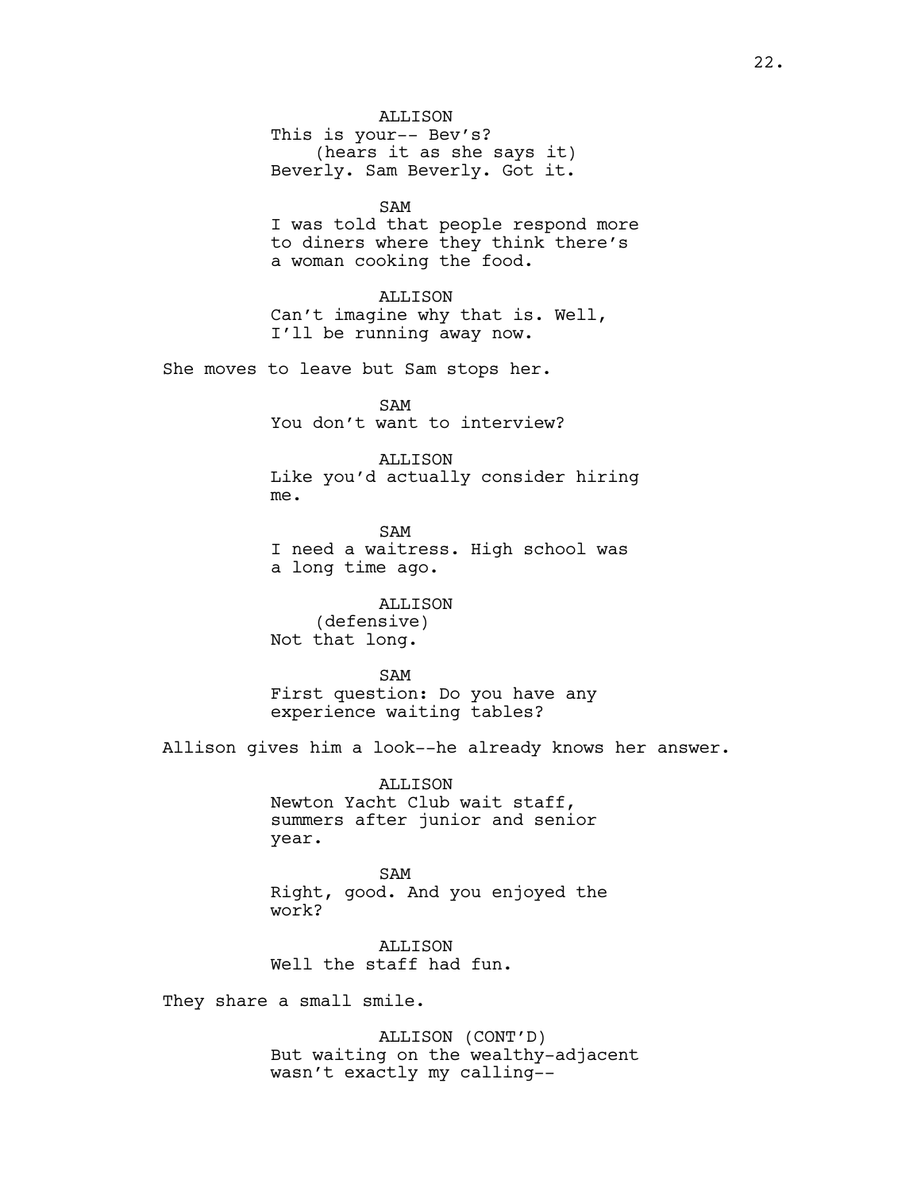ALLISON
This is your-- Bev's?
(hears it as she says it)
Beverly. Sam Beverly. Got it.

SAM
I was told that people respond more to diners where they think there's a woman cooking the food.

ALLISON
Can't imagine why that is. Well, I'll be running away now.

She moves to leave but Sam stops her.

SAM
You don't want to interview?

ALLISON
Like you'd actually consider hiring me.

SAM
I need a waitress. High school was a long time ago.

ALLISON
(defensive)
Not that long.

SAM
First question: Do you have any experience waiting tables?

Allison gives him a look--he already knows her answer.

ALLISON
Newton Yacht Club wait staff, summers after junior and senior year.

SAM
Right, good. And you enjoyed the work?

ALLISON
Well the staff had fun.

They share a small smile.

ALLISON (CONT'D)
But waiting on the wealthy-adjacent wasn't exactly my calling--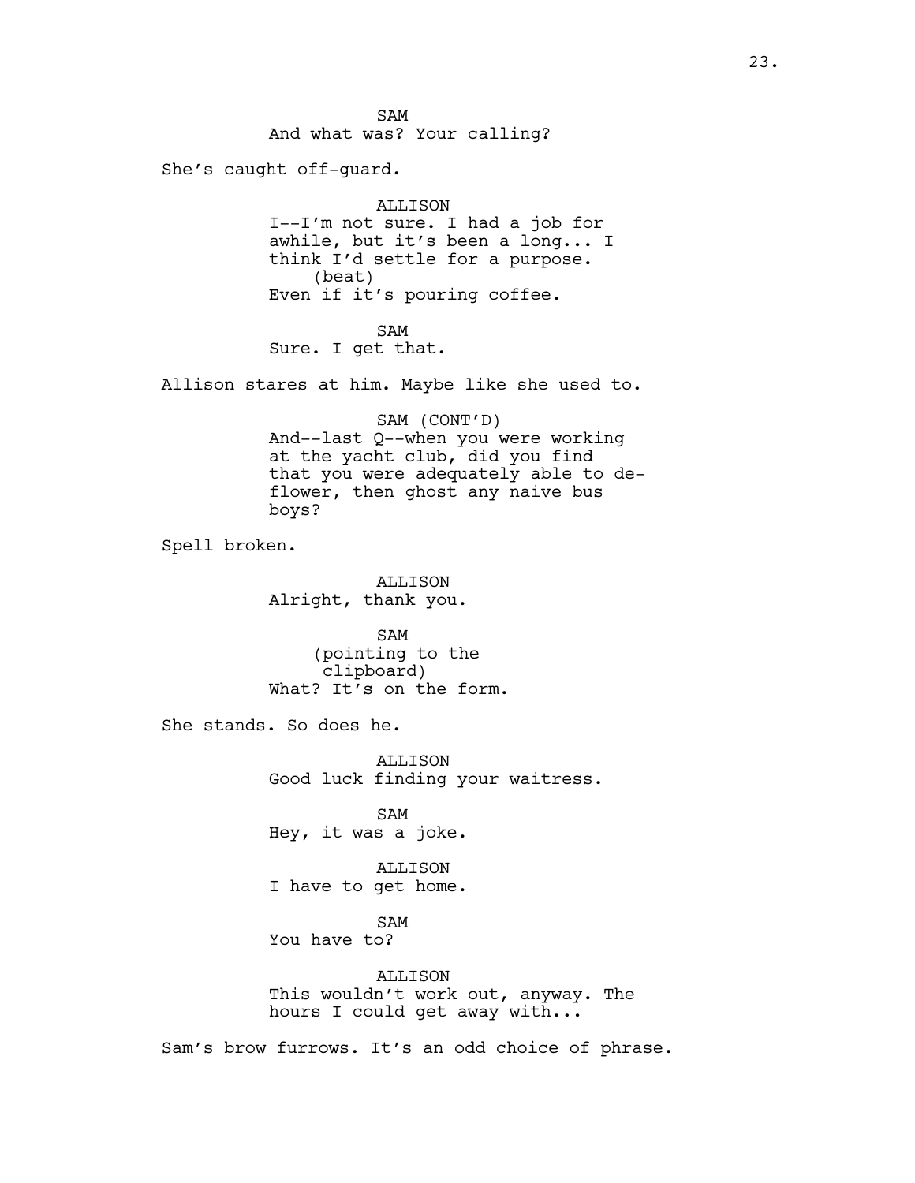SAM
And what was? Your calling?

She's caught off-guard.

ALLISON
I--I'm not sure. I had a job for awhile, but it's been a long... I think I'd settle for a purpose.
(beat)
Even if it's pouring coffee.

SAM
Sure. I get that.

Allison stares at him. Maybe like she used to.

SAM (CONT'D)
And--last Q--when you were working at the yacht club, did you find that you were adequately able to de-flower, then ghost any naive bus boys?

Spell broken.

ALLISON
Alright, thank you.

SAM
(pointing to the clipboard)
What? It's on the form.

She stands. So does he.

ALLISON
Good luck finding your waitress.

SAM
Hey, it was a joke.

ALLISON
I have to get home.

SAM
You have to?

ALLISON
This wouldn't work out, anyway. The hours I could get away with...

Sam's brow furrows. It's an odd choice of phrase.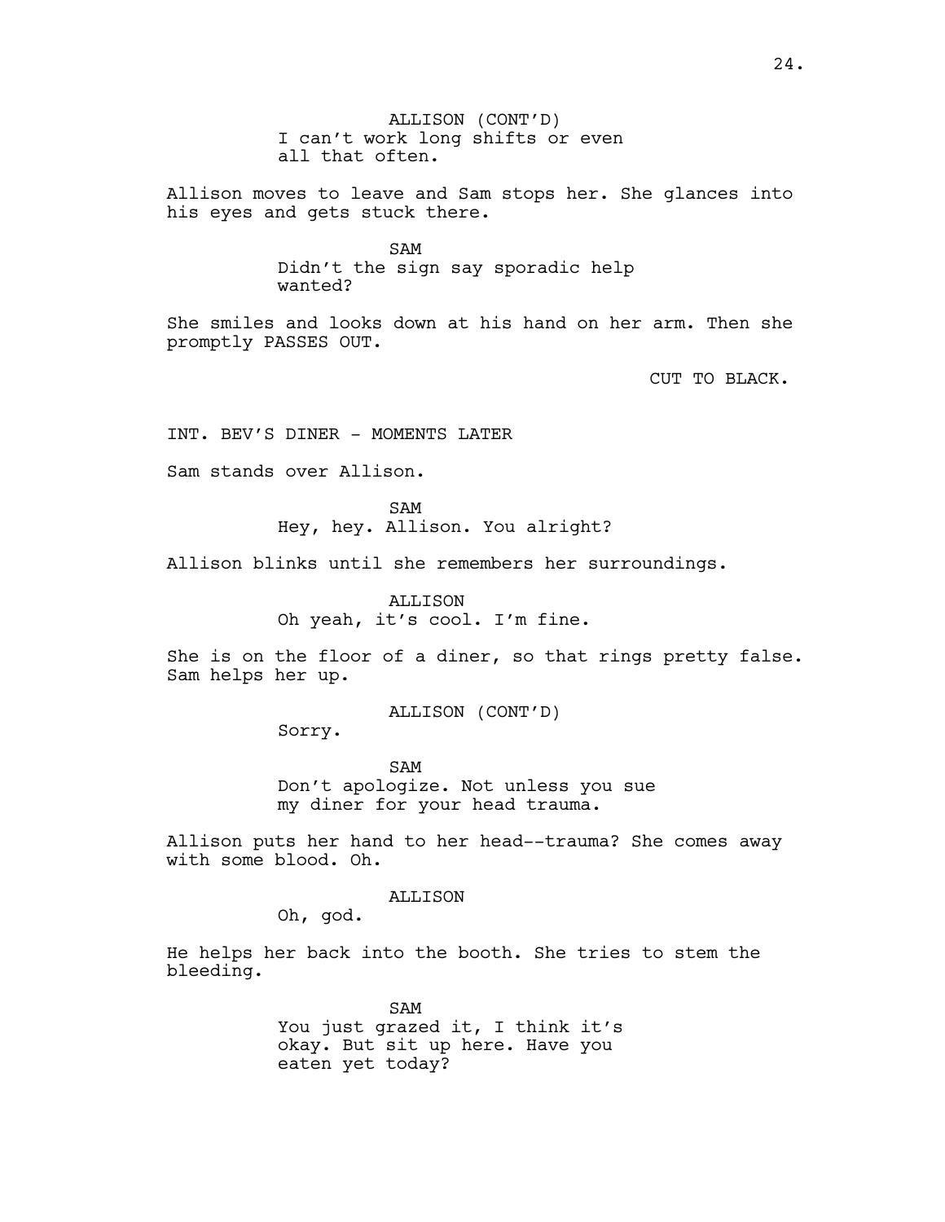ALLISON (CONT'D)
I can't work long shifts or even all that often.

Allison moves to leave and Sam stops her. She glances into his eyes and gets stuck there.

SAM
Didn't the sign say sporadic help wanted?

She smiles and looks down at his hand on her arm. Then she promptly PASSES OUT.

CUT TO BLACK.

INT. BEV'S DINER - MOMENTS LATER

Sam stands over Allison.

SAM
Hey, hey. Allison. You alright?

Allison blinks until she remembers her surroundings.

ALLISON
Oh yeah, it's cool. I'm fine.

She is on the floor of a diner, so that rings pretty false. Sam helps her up.

ALLISON (CONT'D)
Sorry.

SAM
Don't apologize. Not unless you sue my diner for your head trauma.

Allison puts her hand to her head--trauma? She comes away with some blood. Oh.

ALLISON
Oh, god.

He helps her back into the booth. She tries to stem the bleeding.

SAM
You just grazed it, I think it's okay. But sit up here. Have you eaten yet today?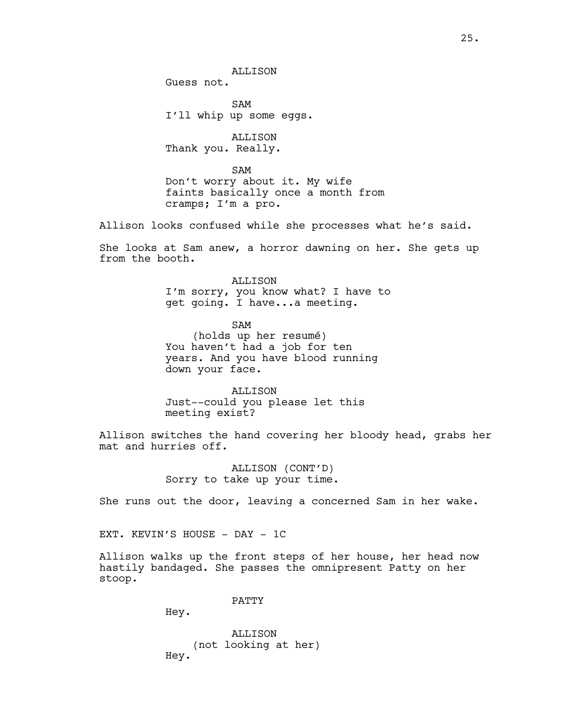ALLISON
Guess not.

SAM
I'll whip up some eggs.

ALLISON
Thank you. Really.

SAM
Don't worry about it. My wife faints basically once a month from cramps; I'm a pro.

Allison looks confused while she processes what he's said.

She looks at Sam anew, a horror dawning on her. She gets up from the booth.

ALLISON
I'm sorry, you know what? I have to get going. I have...a meeting.

SAM
(holds up her resumé)
You haven't had a job for ten years. And you have blood running down your face.

ALLISON
Just--could you please let this meeting exist?

Allison switches the hand covering her bloody head, grabs her mat and hurries off.

ALLISON (CONT'D)
Sorry to take up your time.

She runs out the door, leaving a concerned Sam in her wake.

EXT. KEVIN'S HOUSE - DAY - 1C

Allison walks up the front steps of her house, her head now hastily bandaged. She passes the omnipresent Patty on her stoop.

PATTY
Hey.

ALLISON
(not looking at her)
Hey.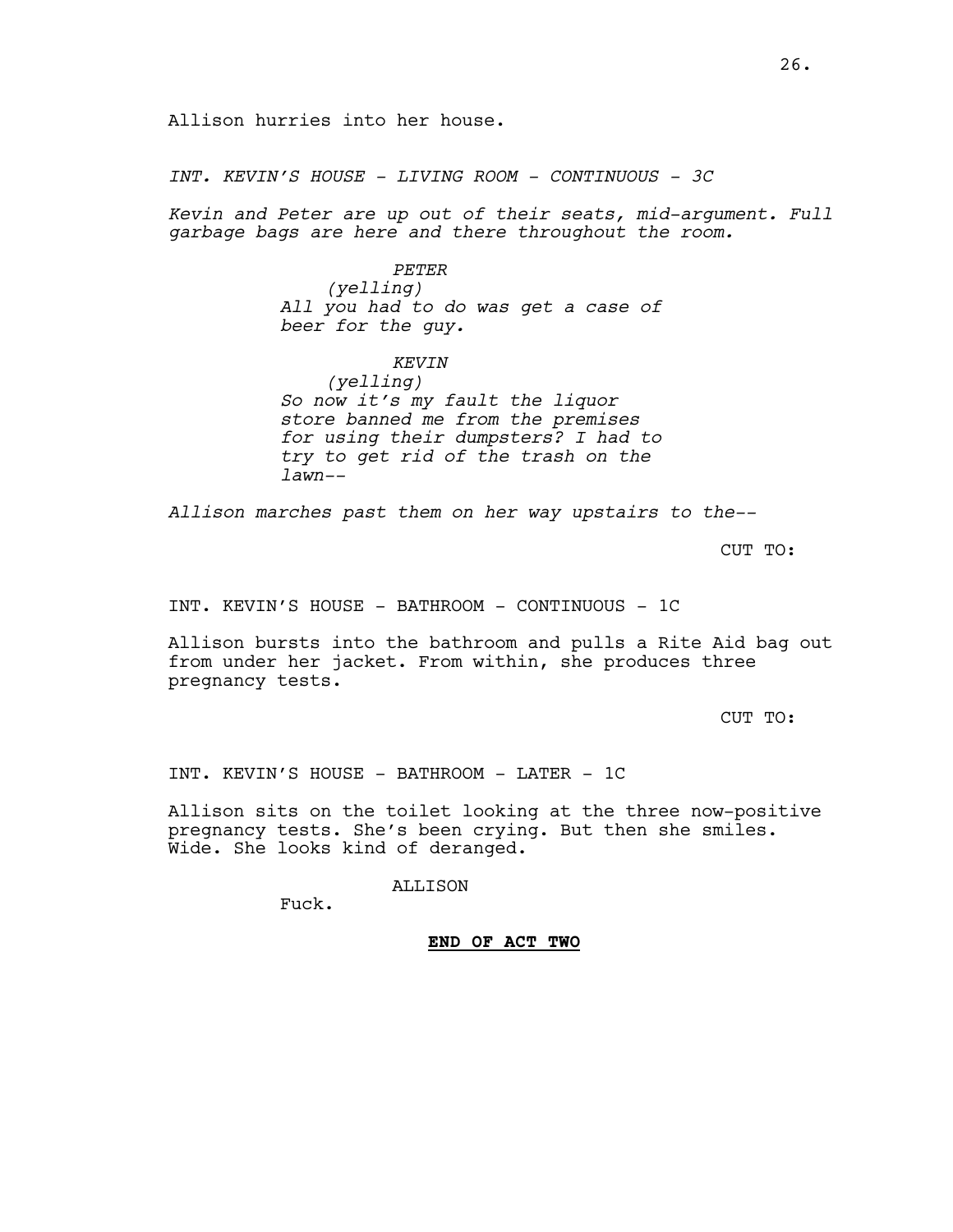Allison hurries into her house.

*INT. KEVIN'S HOUSE - LIVING ROOM - CONTINUOUS - 3C*

*Kevin and Peter are up out of their seats, mid-argument. Full garbage bags are here and there throughout the room.*

*PETER*
*(yelling)*
*All you had to do was get a case of beer for the guy.*

*KEVIN*
*(yelling)*
*So now it's my fault the liquor store banned me from the premises for using their dumpsters? I had to try to get rid of the trash on the lawn--*

*Allison marches past them on her way upstairs to the--*

CUT TO:

INT. KEVIN'S HOUSE - BATHROOM - CONTINUOUS - 1C

Allison bursts into the bathroom and pulls a Rite Aid bag out from under her jacket. From within, she produces three pregnancy tests.

CUT TO:

INT. KEVIN'S HOUSE - BATHROOM - LATER - 1C

Allison sits on the toilet looking at the three now-positive pregnancy tests. She's been crying. But then she smiles. Wide. She looks kind of deranged.

ALLISON
Fuck.

**END OF ACT TWO**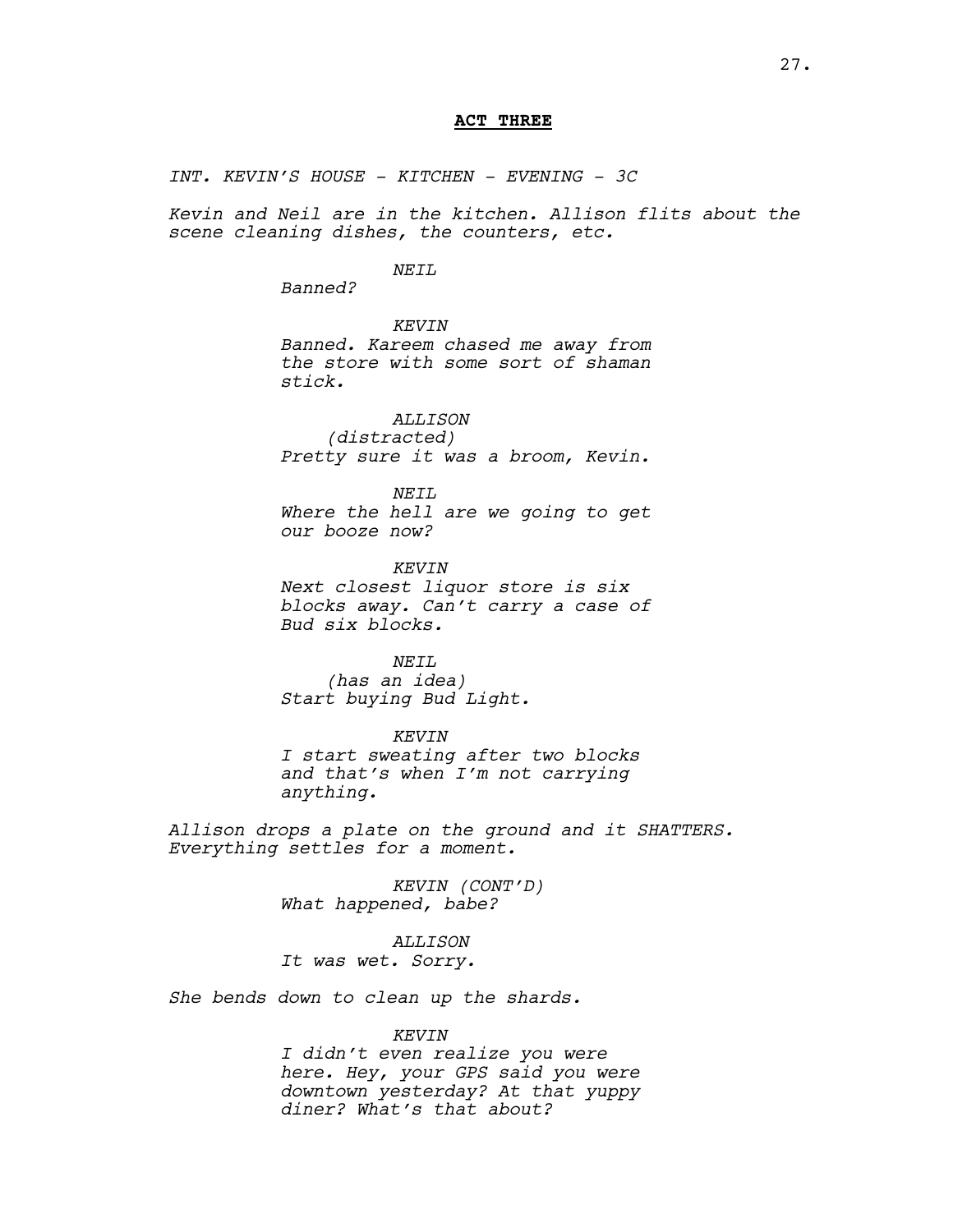**ACT THREE**

*INT. KEVIN'S HOUSE - KITCHEN - EVENING - 3C*

*Kevin and Neil are in the kitchen. Allison flits about the scene cleaning dishes, the counters, etc.*

*NEIL*
*Banned?*

*KEVIN*
*Banned. Kareem chased me away from the store with some sort of shaman stick.*

*ALLISON*
*(distracted)*
*Pretty sure it was a broom, Kevin.*

*NEIL*
*Where the hell are we going to get our booze now?*

*KEVIN*
*Next closest liquor store is six blocks away. Can't carry a case of Bud six blocks.*

*NEIL*
*(has an idea)*
*Start buying Bud Light.*

*KEVIN*
*I start sweating after two blocks and that's when I'm not carrying anything.*

*Allison drops a plate on the ground and it SHATTERS. Everything settles for a moment.*

*KEVIN (CONT'D)*
*What happened, babe?*

*ALLISON*
*It was wet. Sorry.*

*She bends down to clean up the shards.*

*KEVIN*
*I didn't even realize you were here. Hey, your GPS said you were downtown yesterday? At that yuppy diner? What's that about?*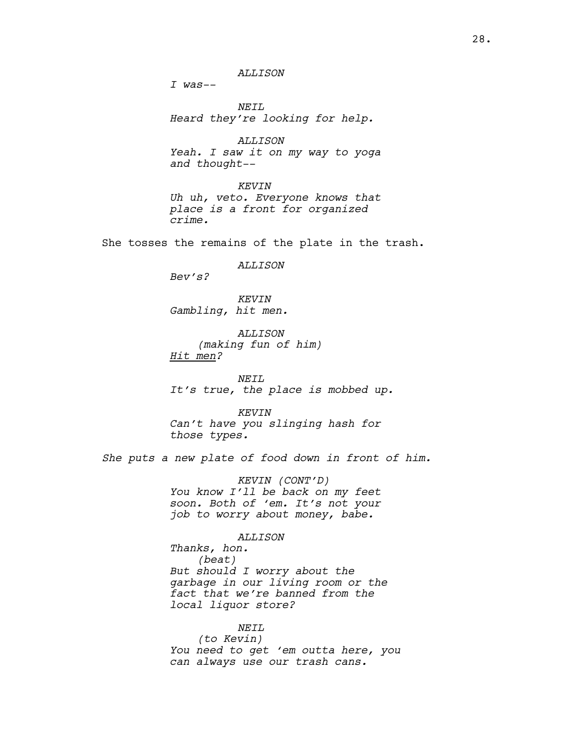*ALLISON*

*I was--*

*NEIL*

*Heard they're looking for help.*

*ALLISON*

*Yeah. I saw it on my way to yoga and thought--*

*KEVIN*

*Uh uh, veto. Everyone knows that place is a front for organized crime.*

She tosses the remains of the plate in the trash.

*ALLISON*

*Bev's?*

*KEVIN*

*Gambling, hit men.*

*ALLISON*

*(making fun of him)*

*Hit men?*

*NEIL*

*It's true, the place is mobbed up.*

*KEVIN*

*Can't have you slinging hash for those types.*

*She puts a new plate of food down in front of him.*

*KEVIN (CONT'D)*

*You know I'll be back on my feet soon. Both of 'em. It's not your job to worry about money, babe.*

*ALLISON*

*Thanks, hon.*

*(beat)*

*But should I worry about the garbage in our living room or the fact that we're banned from the local liquor store?*

*NEIL*

*(to Kevin)*

*You need to get 'em outta here, you can always use our trash cans.*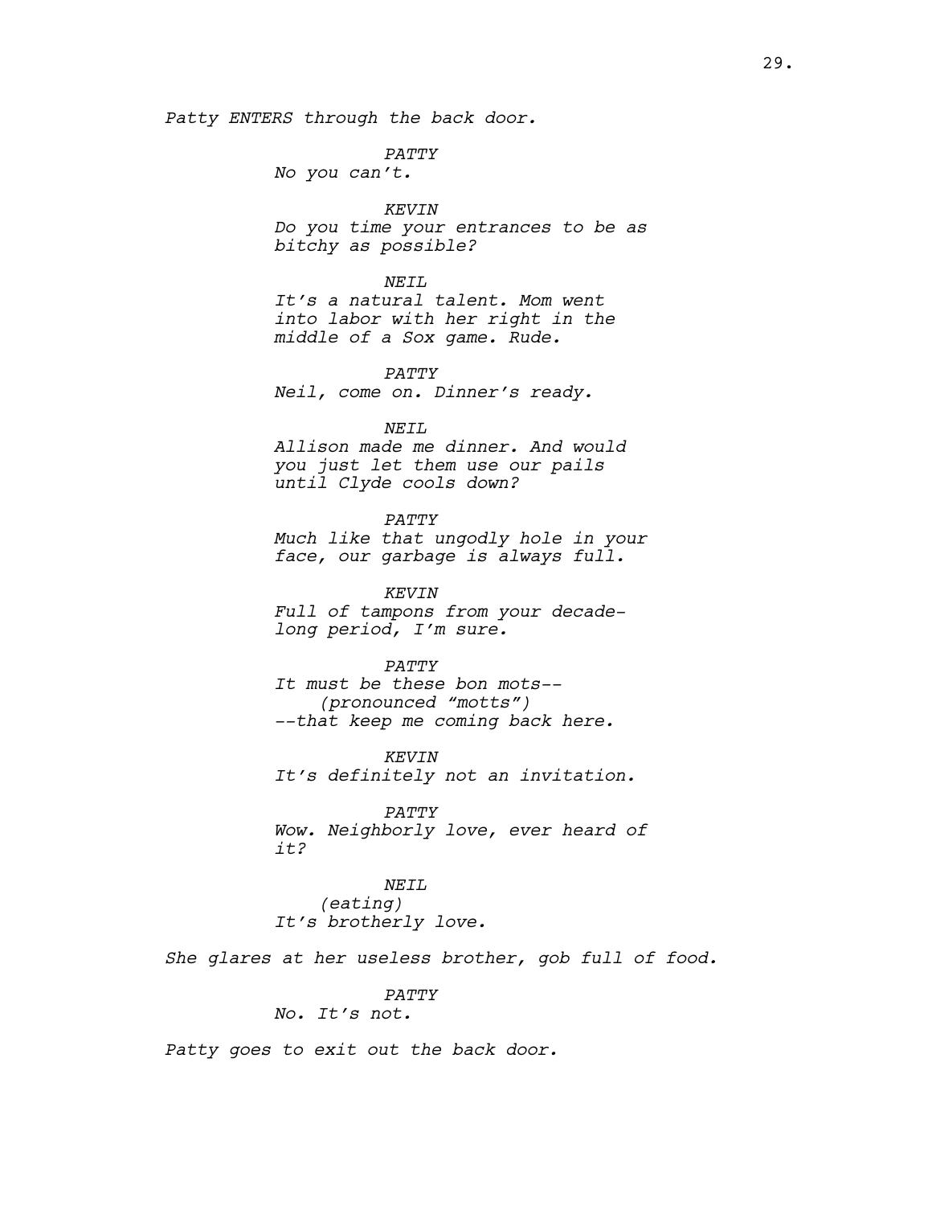*Patty ENTERS through the back door.*

*PATTY*
*No you can't.*

*KEVIN*
*Do you time your entrances to be as bitchy as possible?*

*NEIL*
*It's a natural talent. Mom went into labor with her right in the middle of a Sox game. Rude.*

*PATTY*
*Neil, come on. Dinner's ready.*

*NEIL*
*Allison made me dinner. And would you just let them use our pails until Clyde cools down?*

*PATTY*
*Much like that ungodly hole in your face, our garbage is always full.*

*KEVIN*
*Full of tampons from your decade-long period, I'm sure.*

*PATTY*
*It must be these bon mots--*
*(pronounced "motts")*
*--that keep me coming back here.*

*KEVIN*
*It's definitely not an invitation.*

*PATTY*
*Wow. Neighborly love, ever heard of it?*

*NEIL*
*(eating)*
*It's brotherly love.*

*She glares at her useless brother, gob full of food.*

*PATTY*
*No. It's not.*

*Patty goes to exit out the back door.*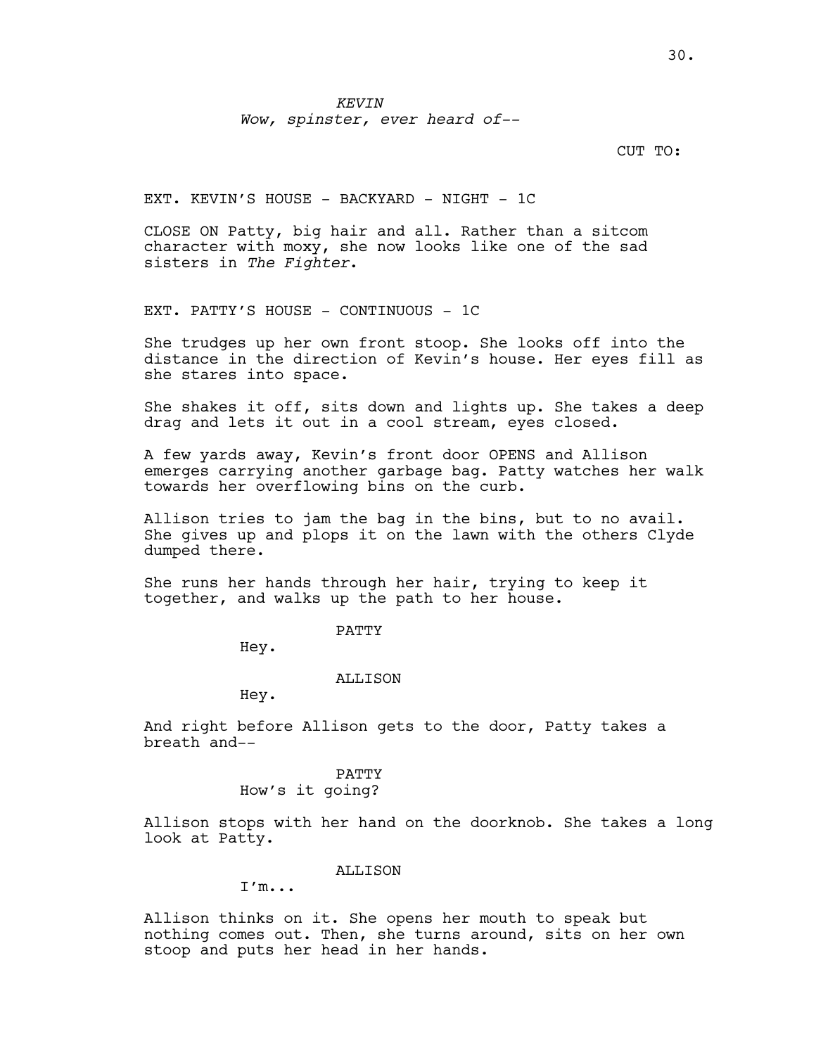*KEVIN*

*Wow, spinster, ever heard of--*

CUT TO:

EXT. KEVIN'S HOUSE - BACKYARD - NIGHT - 1C

CLOSE ON Patty, big hair and all. Rather than a sitcom character with moxy, she now looks like one of the sad sisters in *The Fighter*.

EXT. PATTY'S HOUSE - CONTINUOUS - 1C

She trudges up her own front stoop. She looks off into the distance in the direction of Kevin's house. Her eyes fill as she stares into space.

She shakes it off, sits down and lights up. She takes a deep drag and lets it out in a cool stream, eyes closed.

A few yards away, Kevin's front door OPENS and Allison emerges carrying another garbage bag. Patty watches her walk towards her overflowing bins on the curb.

Allison tries to jam the bag in the bins, but to no avail. She gives up and plops it on the lawn with the others Clyde dumped there.

She runs her hands through her hair, trying to keep it together, and walks up the path to her house.

PATTY

Hey.

ALLISON

Hey.

And right before Allison gets to the door, Patty takes a breath and--

PATTY

How's it going?

Allison stops with her hand on the doorknob. She takes a long look at Patty.

ALLISON

I'm...

Allison thinks on it. She opens her mouth to speak but nothing comes out. Then, she turns around, sits on her own stoop and puts her head in her hands.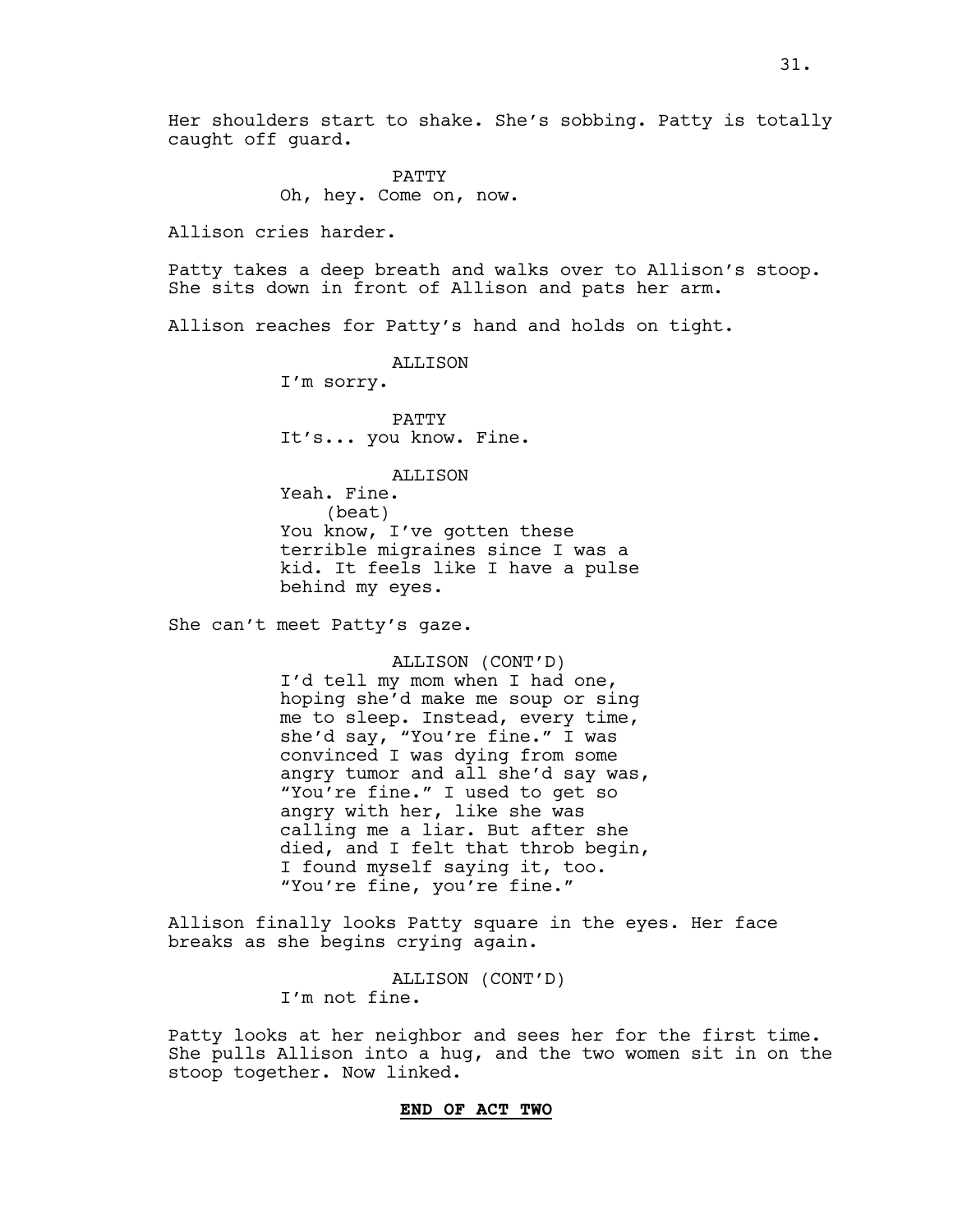Her shoulders start to shake. She's sobbing. Patty is totally caught off guard.

PATTY
Oh, hey. Come on, now.

Allison cries harder.

Patty takes a deep breath and walks over to Allison's stoop. She sits down in front of Allison and pats her arm.

Allison reaches for Patty's hand and holds on tight.

ALLISON
I'm sorry.

PATTY
It's... you know. Fine.

ALLISON
Yeah. Fine.
(beat)
You know, I've gotten these terrible migraines since I was a kid. It feels like I have a pulse behind my eyes.

She can't meet Patty's gaze.

ALLISON (CONT'D)
I'd tell my mom when I had one, hoping she'd make me soup or sing me to sleep. Instead, every time, she'd say, "You're fine." I was convinced I was dying from some angry tumor and all she'd say was, "You're fine." I used to get so angry with her, like she was calling me a liar. But after she died, and I felt that throb begin, I found myself saying it, too. "You're fine, you're fine."

Allison finally looks Patty square in the eyes. Her face breaks as she begins crying again.

ALLISON (CONT'D)
I'm not fine.

Patty looks at her neighbor and sees her for the first time. She pulls Allison into a hug, and the two women sit in on the stoop together. Now linked.

**END OF ACT TWO**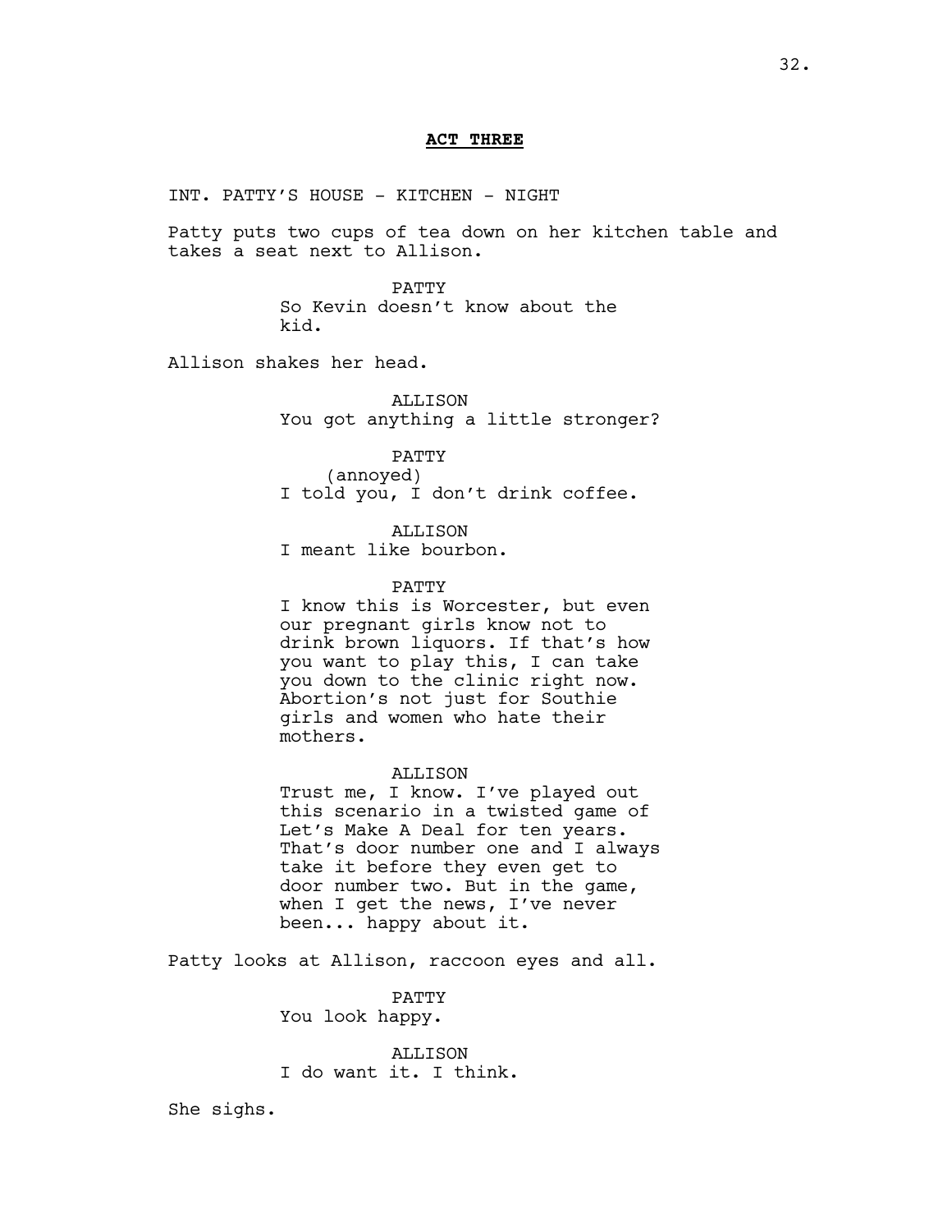**ACT THREE**

INT. PATTY'S HOUSE - KITCHEN - NIGHT

Patty puts two cups of tea down on her kitchen table and takes a seat next to Allison.

PATTY
So Kevin doesn't know about the kid.

Allison shakes her head.

ALLISON
You got anything a little stronger?

PATTY
(annoyed)
I told you, I don't drink coffee.

ALLISON
I meant like bourbon.

PATTY
I know this is Worcester, but even our pregnant girls know not to drink brown liquors. If that's how you want to play this, I can take you down to the clinic right now. Abortion's not just for Southie girls and women who hate their mothers.

ALLISON
Trust me, I know. I've played out this scenario in a twisted game of Let's Make A Deal for ten years. That's door number one and I always take it before they even get to door number two. But in the game, when I get the news, I've never been... happy about it.

Patty looks at Allison, raccoon eyes and all.

PATTY
You look happy.

ALLISON
I do want it. I think.

She sighs.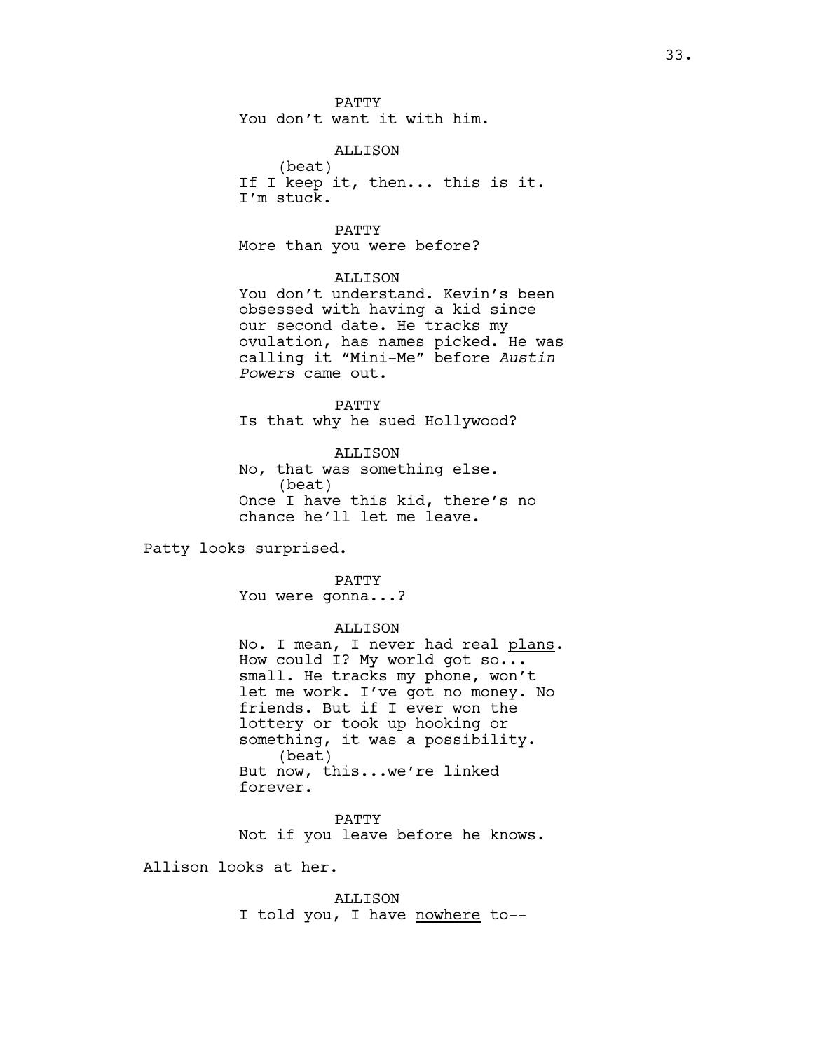PATTY
You don't want it with him.

ALLISON
(beat)
If I keep it, then... this is it. I'm stuck.

PATTY
More than you were before?

ALLISON
You don't understand. Kevin's been obsessed with having a kid since our second date. He tracks my ovulation, has names picked. He was calling it "Mini-Me" before *Austin Powers* came out.

PATTY
Is that why he sued Hollywood?

ALLISON
No, that was something else.
(beat)
Once I have this kid, there's no chance he'll let me leave.

Patty looks surprised.

PATTY
You were gonna...?

ALLISON
No. I mean, I never had real <u>plans</u>. How could I? My world got so... small. He tracks my phone, won't let me work. I've got no money. No friends. But if I ever won the lottery or took up hooking or something, it was a possibility.
(beat)
But now, this...we're linked forever.

PATTY
Not if you leave before he knows.

Allison looks at her.

ALLISON
I told you, I have <u>nowhere</u> to--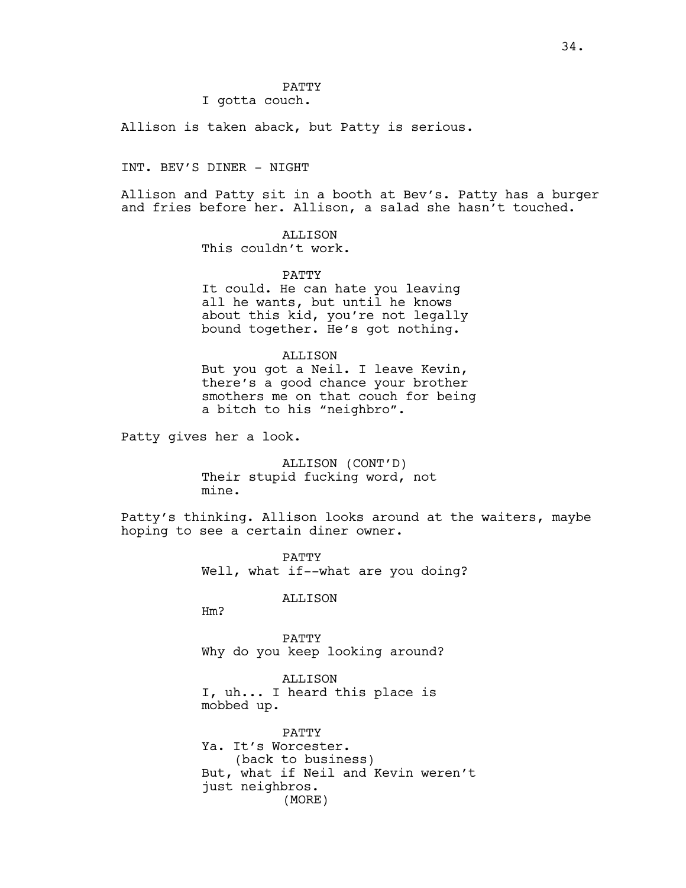PATTY
I gotta couch.

Allison is taken aback, but Patty is serious.

INT. BEV'S DINER - NIGHT

Allison and Patty sit in a booth at Bev's. Patty has a burger and fries before her. Allison, a salad she hasn't touched.

ALLISON
This couldn't work.

PATTY
It could. He can hate you leaving all he wants, but until he knows about this kid, you're not legally bound together. He's got nothing.

ALLISON
But you got a Neil. I leave Kevin, there's a good chance your brother smothers me on that couch for being a bitch to his "neighbro".

Patty gives her a look.

ALLISON (CONT'D)
Their stupid fucking word, not mine.

Patty's thinking. Allison looks around at the waiters, maybe hoping to see a certain diner owner.

PATTY
Well, what if--what are you doing?

ALLISON
Hm?

PATTY
Why do you keep looking around?

ALLISON
I, uh... I heard this place is mobbed up.

PATTY
Ya. It's Worcester.
(back to business)
But, what if Neil and Kevin weren't just neighbros.
(MORE)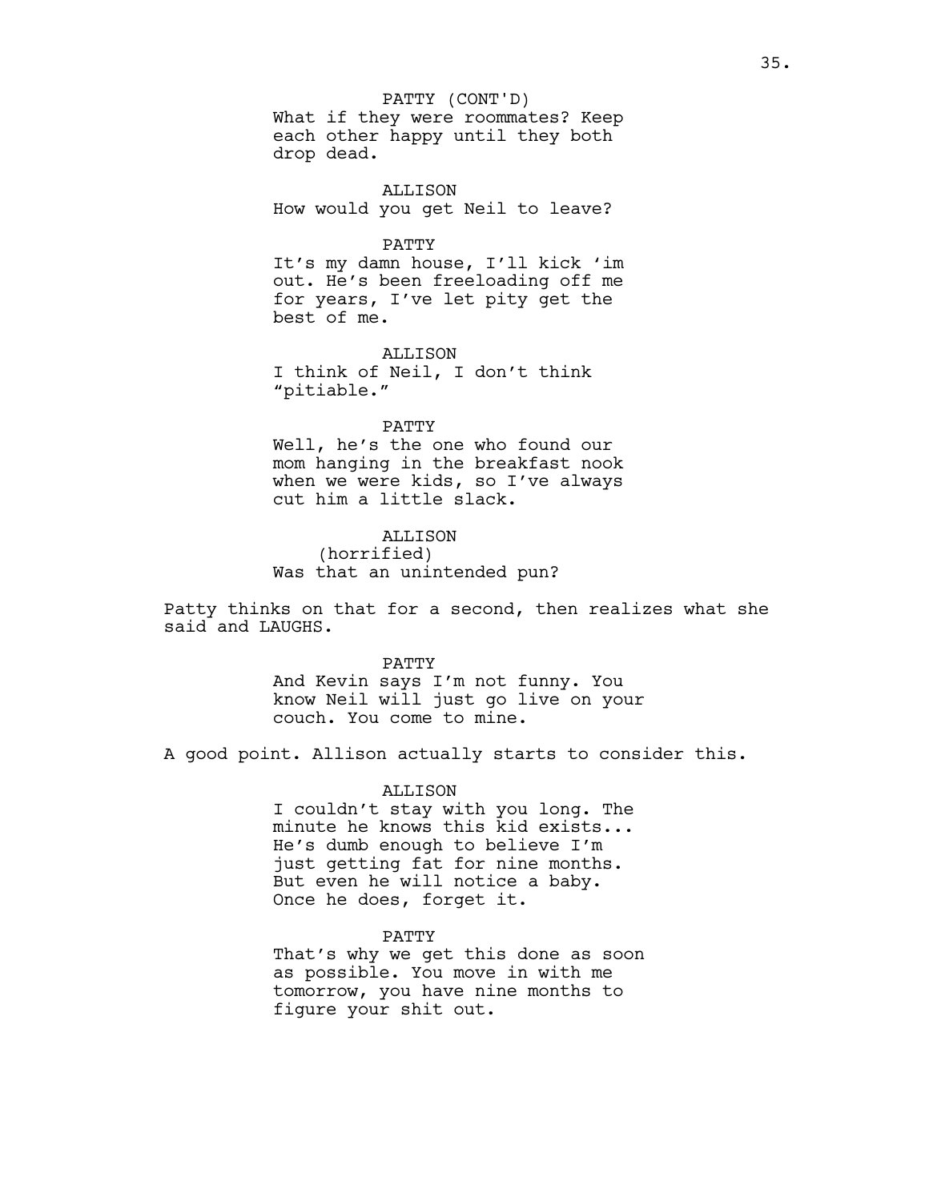PATTY (CONT'D)
What if they were roommates? Keep each other happy until they both drop dead.

ALLISON
How would you get Neil to leave?

PATTY
It's my damn house, I'll kick 'im out. He's been freeloading off me for years, I've let pity get the best of me.

ALLISON
I think of Neil, I don't think "pitiable."

PATTY
Well, he's the one who found our mom hanging in the breakfast nook when we were kids, so I've always cut him a little slack.

ALLISON
(horrified)
Was that an unintended pun?

Patty thinks on that for a second, then realizes what she said and LAUGHS.

PATTY
And Kevin says I'm not funny. You know Neil will just go live on your couch. You come to mine.

A good point. Allison actually starts to consider this.

ALLISON
I couldn't stay with you long. The minute he knows this kid exists... He's dumb enough to believe I'm just getting fat for nine months. But even he will notice a baby. Once he does, forget it.

PATTY
That's why we get this done as soon as possible. You move in with me tomorrow, you have nine months to figure your shit out.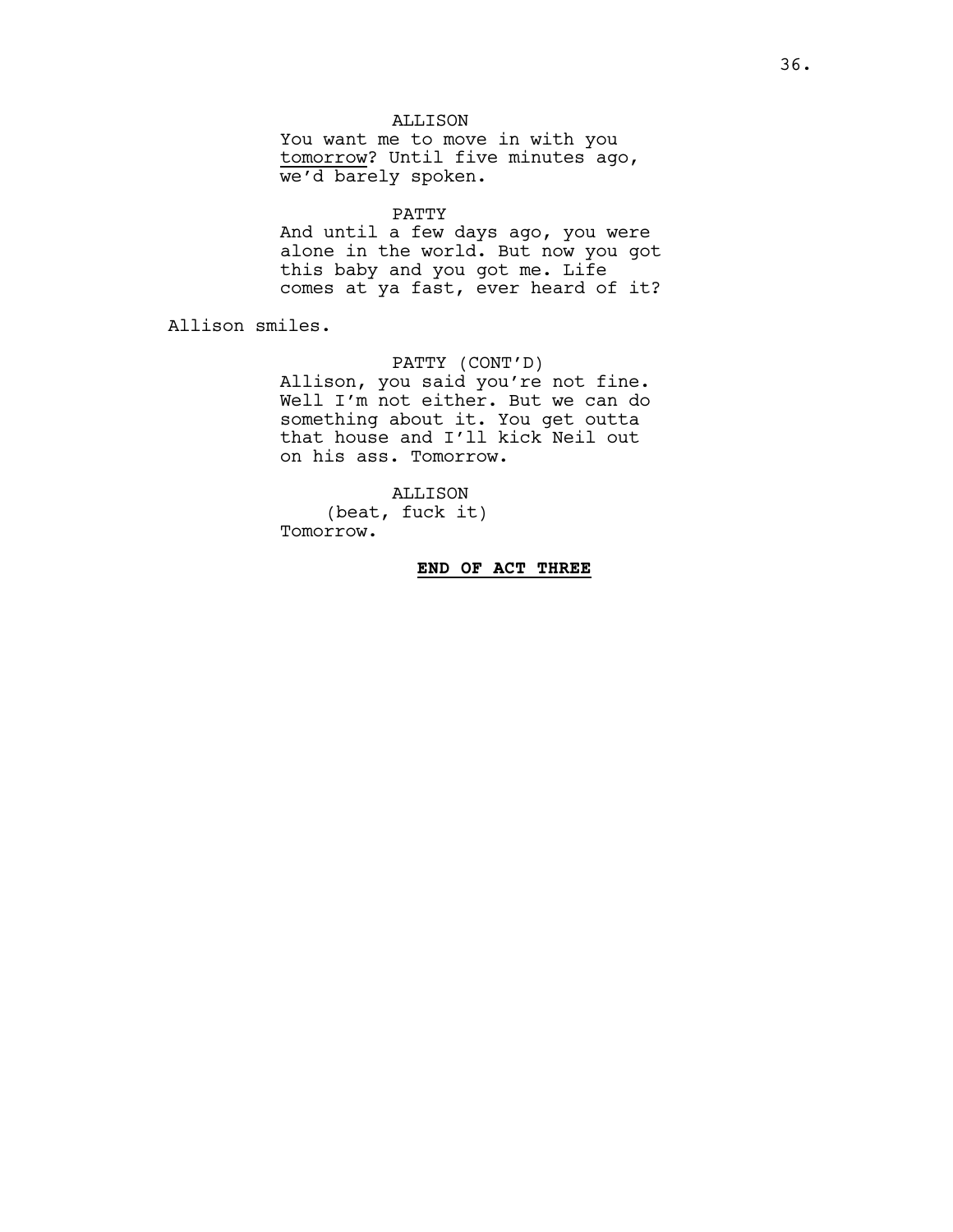ALLISON
You want me to move in with you <u>tomorrow</u>? Until five minutes ago, we'd barely spoken.

PATTY
And until a few days ago, you were alone in the world. But now you got this baby and you got me. Life comes at ya fast, ever heard of it?

Allison smiles.

PATTY (CONT'D)
Allison, you said you're not fine. Well I'm not either. But we can do something about it. You get outta that house and I'll kick Neil out on his ass. Tomorrow.

ALLISON
(beat, fuck it)
Tomorrow.

**<u>END OF ACT THREE</u>**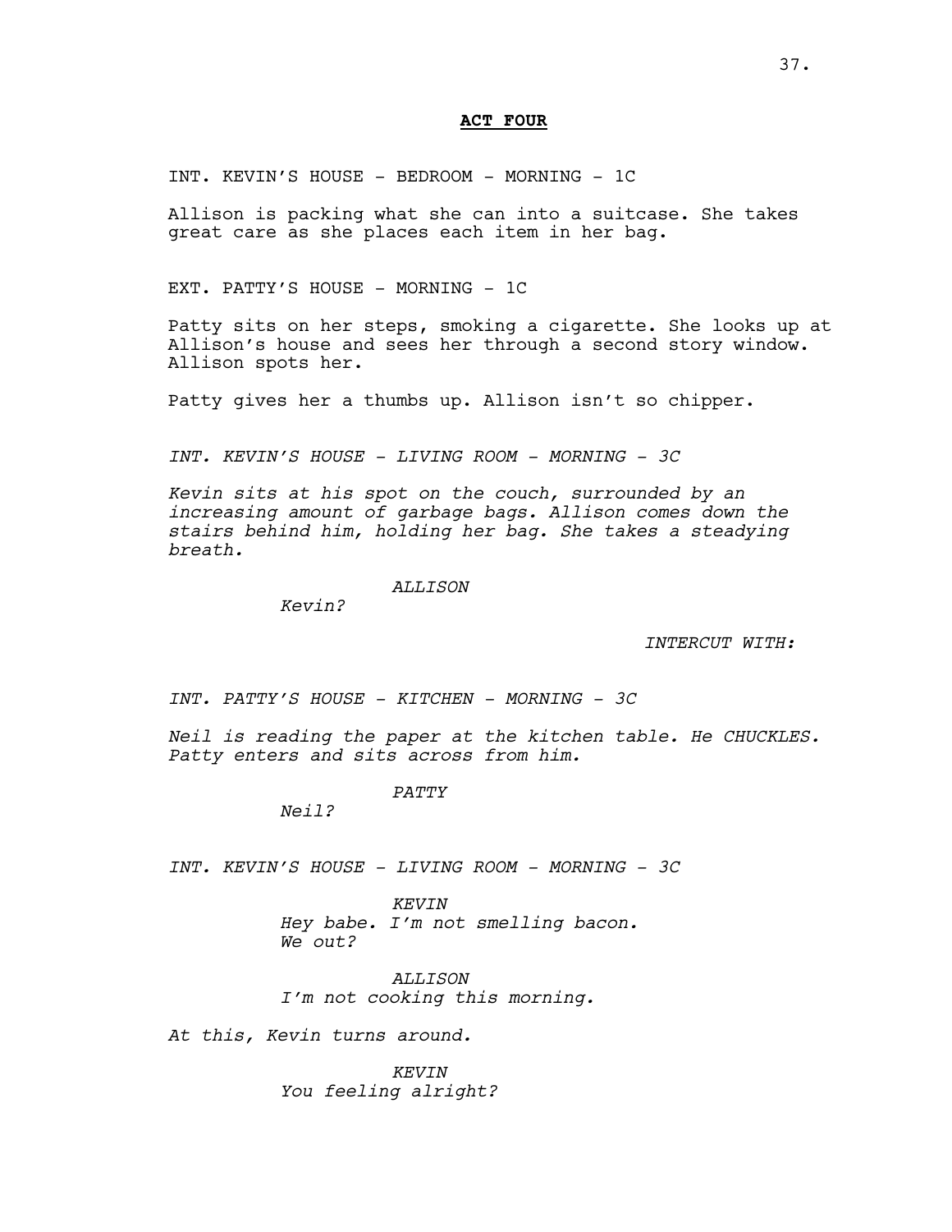**ACT FOUR**

INT. KEVIN'S HOUSE - BEDROOM - MORNING - 1C

Allison is packing what she can into a suitcase. She takes great care as she places each item in her bag.

EXT. PATTY'S HOUSE - MORNING - 1C

Patty sits on her steps, smoking a cigarette. She looks up at Allison's house and sees her through a second story window. Allison spots her.

Patty gives her a thumbs up. Allison isn't so chipper.

*INT. KEVIN'S HOUSE - LIVING ROOM - MORNING - 3C*

*Kevin sits at his spot on the couch, surrounded by an increasing amount of garbage bags. Allison comes down the stairs behind him, holding her bag. She takes a steadying breath.*

*ALLISON*
*Kevin?*

*INTERCUT WITH:*

*INT. PATTY'S HOUSE - KITCHEN - MORNING - 3C*

*Neil is reading the paper at the kitchen table. He CHUCKLES. Patty enters and sits across from him.*

*PATTY*
*Neil?*

*INT. KEVIN'S HOUSE - LIVING ROOM - MORNING - 3C*

*KEVIN*
*Hey babe. I'm not smelling bacon. We out?*

*ALLISON*
*I'm not cooking this morning.*

*At this, Kevin turns around.*

*KEVIN*
*You feeling alright?*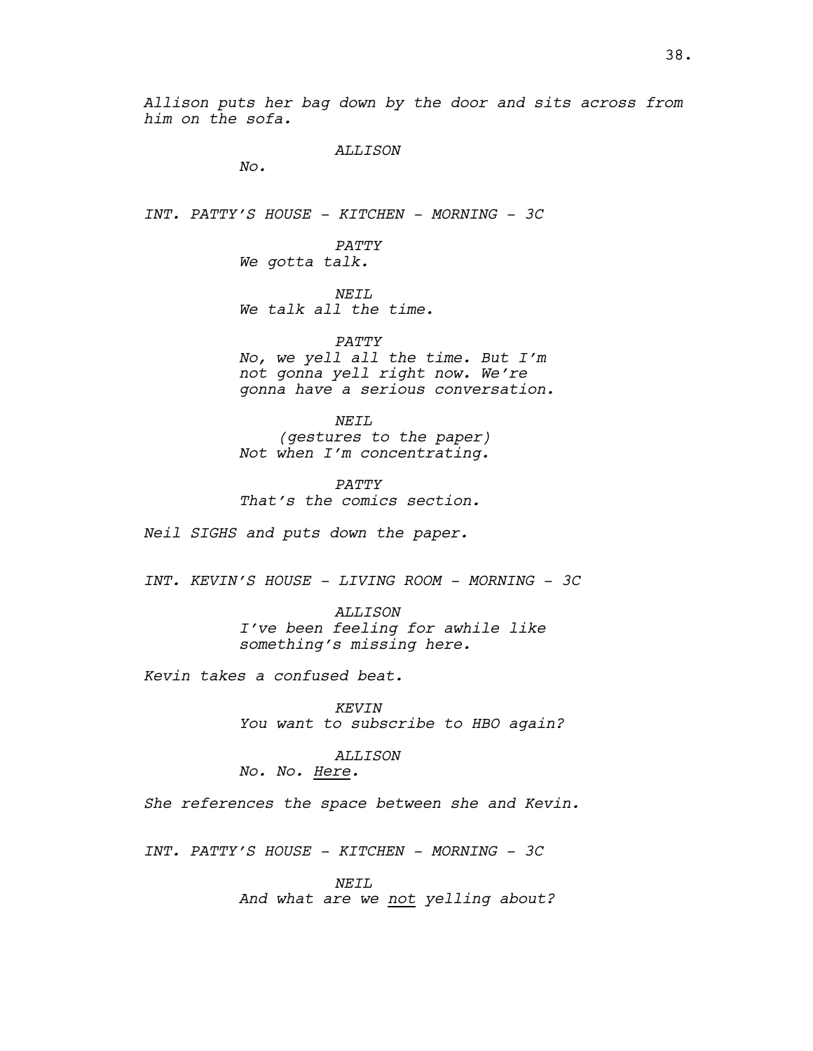*Allison puts her bag down by the door and sits across from him on the sofa.*

ALLISON
*No.*

INT. PATTY'S HOUSE - KITCHEN - MORNING - 3C

PATTY
*We gotta talk.*

NEIL
*We talk all the time.*

PATTY
*No, we yell all the time. But I'm not gonna yell right now. We're gonna have a serious conversation.*

NEIL
*(gestures to the paper)*
*Not when I'm concentrating.*

PATTY
*That's the comics section.*

*Neil SIGHS and puts down the paper.*

INT. KEVIN'S HOUSE - LIVING ROOM - MORNING - 3C

ALLISON
*I've been feeling for awhile like something's missing here.*

*Kevin takes a confused beat.*

KEVIN
*You want to subscribe to HBO again?*

ALLISON
*No. No. Here.*

*She references the space between she and Kevin.*

INT. PATTY'S HOUSE - KITCHEN - MORNING - 3C

NEIL
*And what are we not yelling about?*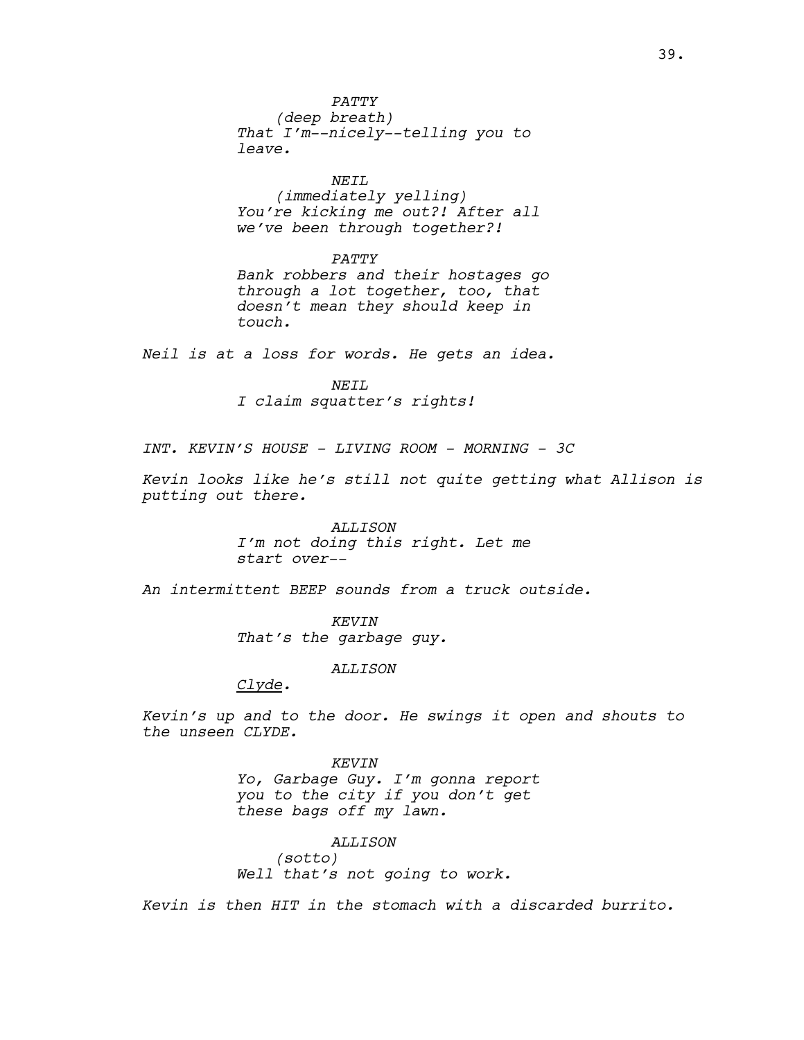PATTY
(deep breath)
That I'm--nicely--telling you to leave.

NEIL
(immediately yelling)
You're kicking me out?! After all we've been through together?!

PATTY
Bank robbers and their hostages go through a lot together, too, that doesn't mean they should keep in touch.

Neil is at a loss for words. He gets an idea.

NEIL
I claim squatter's rights!

INT. KEVIN'S HOUSE - LIVING ROOM - MORNING - 3C

Kevin looks like he's still not quite getting what Allison is putting out there.

ALLISON
I'm not doing this right. Let me start over--

An intermittent BEEP sounds from a truck outside.

KEVIN
That's the garbage guy.

ALLISON
<u>Clyde</u>.

Kevin's up and to the door. He swings it open and shouts to the unseen CLYDE.

KEVIN
Yo, Garbage Guy. I'm gonna report you to the city if you don't get these bags off my lawn.

ALLISON
(sotto)
Well that's not going to work.

Kevin is then HIT in the stomach with a discarded burrito.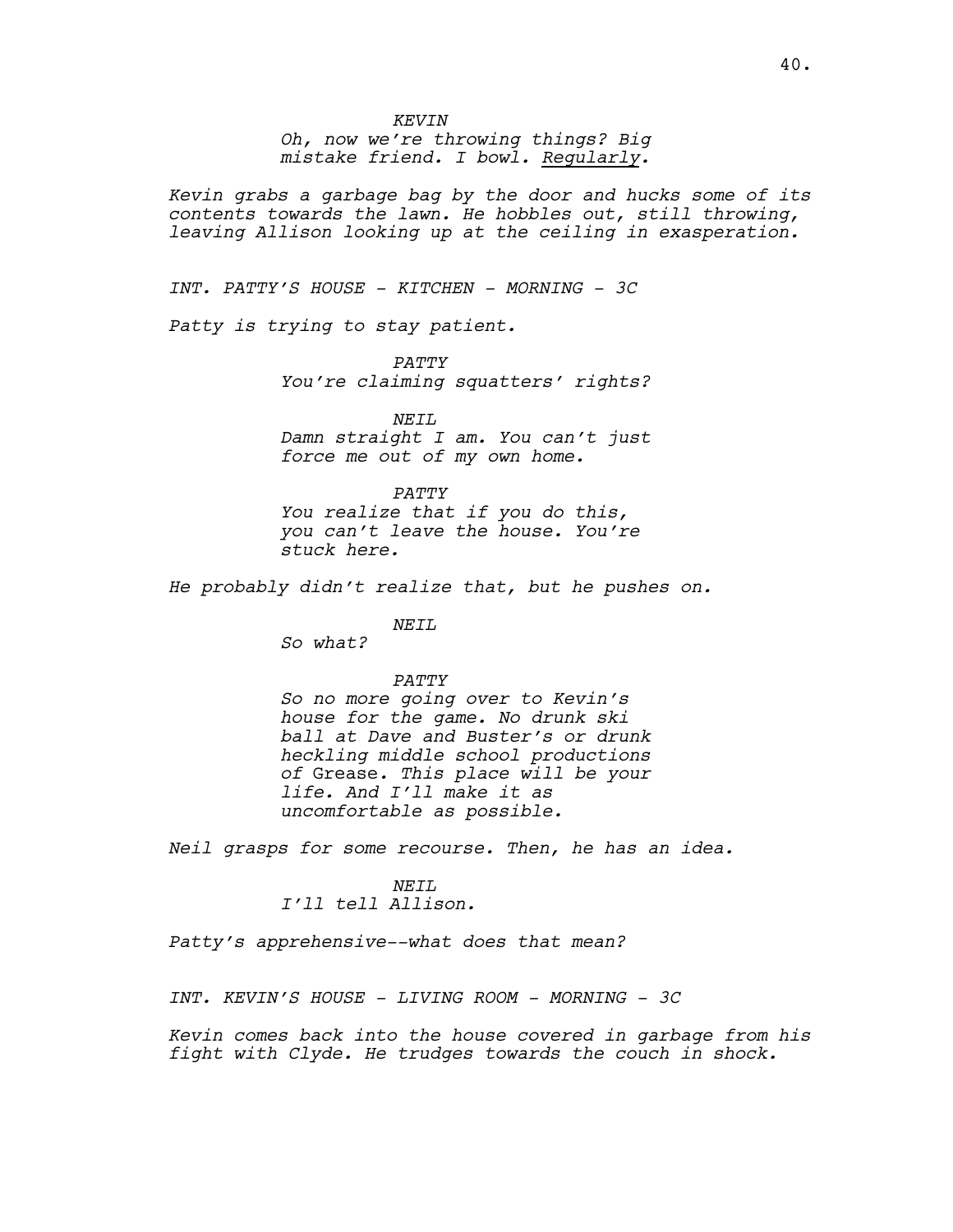KEVIN
*Oh, now we're throwing things? Big mistake friend. I bowl. Regularly.*

*Kevin grabs a garbage bag by the door and hucks some of its contents towards the lawn. He hobbles out, still throwing, leaving Allison looking up at the ceiling in exasperation.*

*INT. PATTY'S HOUSE - KITCHEN - MORNING - 3C*

*Patty is trying to stay patient.*

PATTY
*You're claiming squatters' rights?*

NEIL
*Damn straight I am. You can't just force me out of my own home.*

PATTY
*You realize that if you do this, you can't leave the house. You're stuck here.*

*He probably didn't realize that, but he pushes on.*

NEIL
*So what?*

PATTY
*So no more going over to Kevin's house for the game. No drunk ski ball at Dave and Buster's or drunk heckling middle school productions of* Grease*. This place will be your life. And I'll make it as uncomfortable as possible.*

*Neil grasps for some recourse. Then, he has an idea.*

NEIL
*I'll tell Allison.*

*Patty's apprehensive--what does that mean?*

*INT. KEVIN'S HOUSE - LIVING ROOM - MORNING - 3C*

*Kevin comes back into the house covered in garbage from his fight with Clyde. He trudges towards the couch in shock.*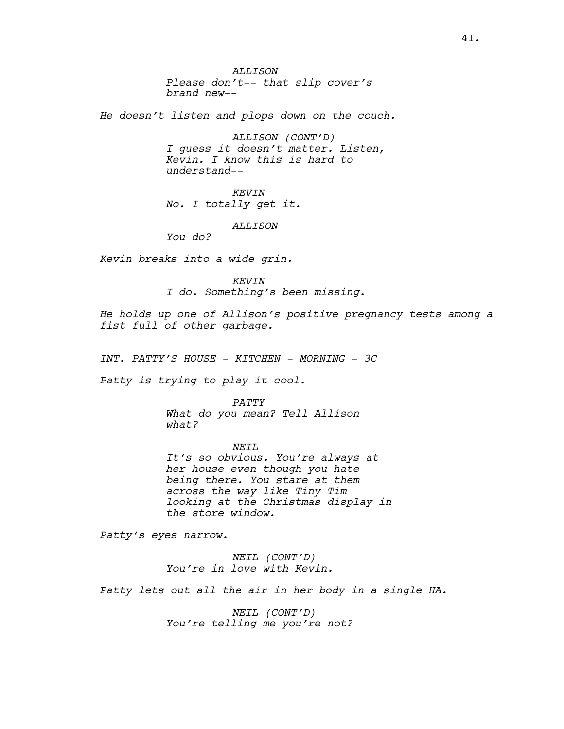*ALLISON*
*Please don't-- that slip cover's brand new--*

*He doesn't listen and plops down on the couch.*

*ALLISON (CONT'D)*
*I guess it doesn't matter. Listen, Kevin. I know this is hard to understand--*

*KEVIN*
*No. I totally get it.*

*ALLISON*
*You do?*

*Kevin breaks into a wide grin.*

*KEVIN*
*I do. Something's been missing.*

*He holds up one of Allison's positive pregnancy tests among a fist full of other garbage.*

*INT. PATTY'S HOUSE - KITCHEN - MORNING - 3C*

*Patty is trying to play it cool.*

*PATTY*
*What do you mean? Tell Allison what?*

*NEIL*
*It's so obvious. You're always at her house even though you hate being there. You stare at them across the way like Tiny Tim looking at the Christmas display in the store window.*

*Patty's eyes narrow.*

*NEIL (CONT'D)*
*You're in love with Kevin.*

*Patty lets out all the air in her body in a single HA.*

*NEIL (CONT'D)*
*You're telling me you're not?*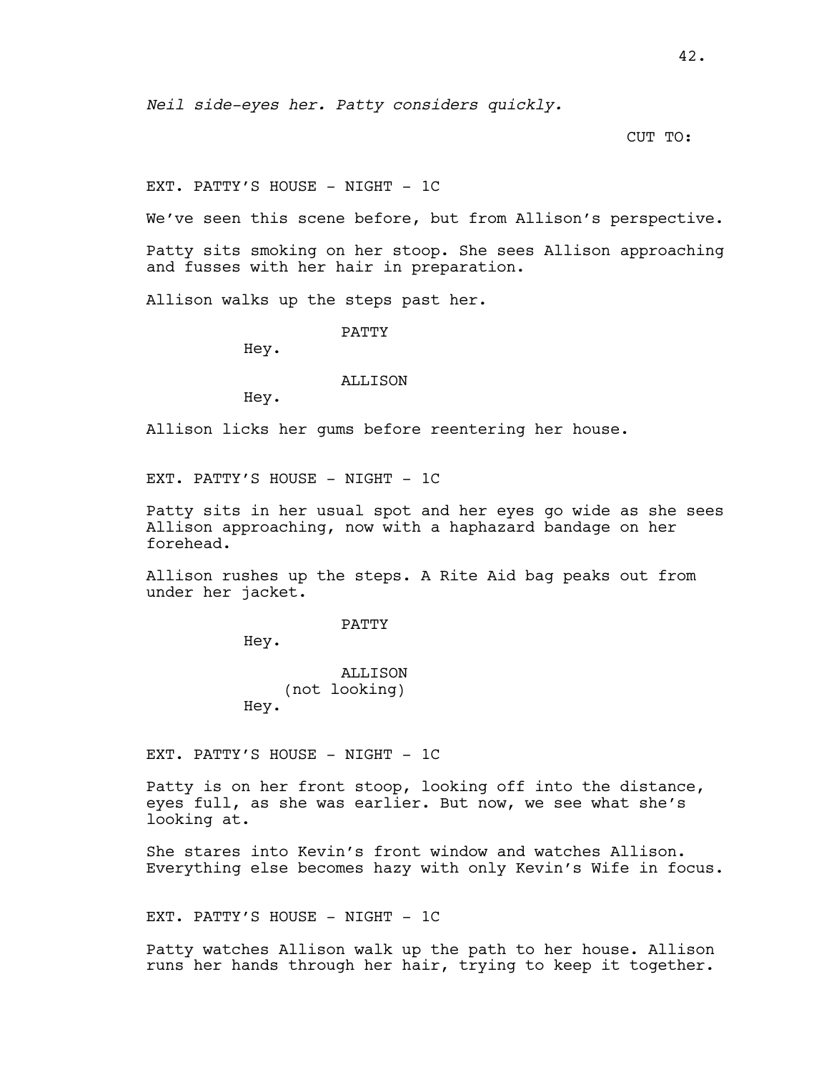*Neil side-eyes her. Patty considers quickly.*

CUT TO:

EXT. PATTY'S HOUSE - NIGHT - 1C

We've seen this scene before, but from Allison's perspective.

Patty sits smoking on her stoop. She sees Allison approaching and fusses with her hair in preparation.

Allison walks up the steps past her.

PATTY

Hey.

ALLISON

Hey.

Allison licks her gums before reentering her house.

EXT. PATTY'S HOUSE - NIGHT - 1C

Patty sits in her usual spot and her eyes go wide as she sees Allison approaching, now with a haphazard bandage on her forehead.

Allison rushes up the steps. A Rite Aid bag peaks out from under her jacket.

PATTY

Hey.

ALLISON

(not looking)

Hey.

EXT. PATTY'S HOUSE - NIGHT - 1C

Patty is on her front stoop, looking off into the distance, eyes full, as she was earlier. But now, we see what she's looking at.

She stares into Kevin's front window and watches Allison. Everything else becomes hazy with only Kevin's Wife in focus.

EXT. PATTY'S HOUSE - NIGHT - 1C

Patty watches Allison walk up the path to her house. Allison runs her hands through her hair, trying to keep it together.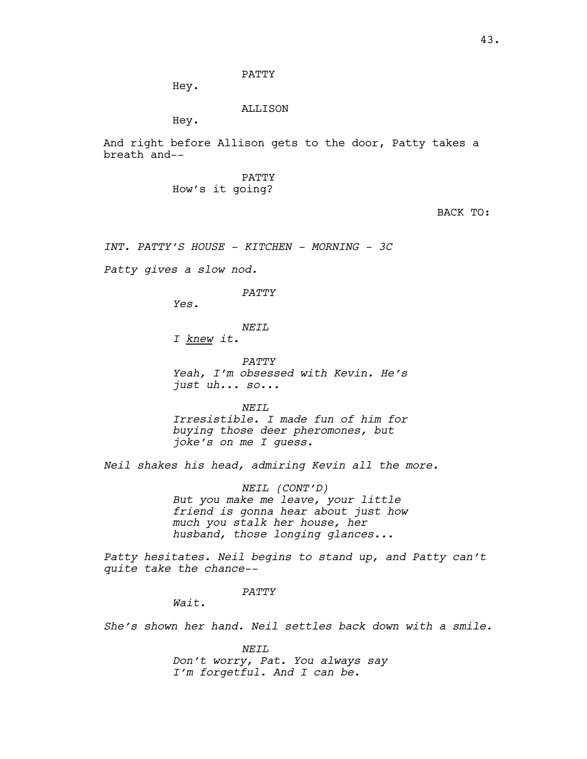PATTY

Hey.

ALLISON

Hey.

And right before Allison gets to the door, Patty takes a breath and--

PATTY

How's it going?

BACK TO:

*INT. PATTY'S HOUSE - KITCHEN - MORNING - 3C*

*Patty gives a slow nod.*

*PATTY*

*Yes.*

*NEIL*

*I <u>knew</u> it.*

*PATTY*

*Yeah, I'm obsessed with Kevin. He's just uh... so...*

*NEIL*

*Irresistible. I made fun of him for buying those deer pheromones, but joke's on me I guess.*

*Neil shakes his head, admiring Kevin all the more.*

*NEIL (CONT'D)*

*But you make me leave, your little friend is gonna hear about just how much you stalk her house, her husband, those longing glances...*

*Patty hesitates. Neil begins to stand up, and Patty can't quite take the chance--*

*PATTY*

*Wait.*

*She's shown her hand. Neil settles back down with a smile.*

*NEIL*

*Don't worry, Pat. You always say I'm forgetful. And I can be.*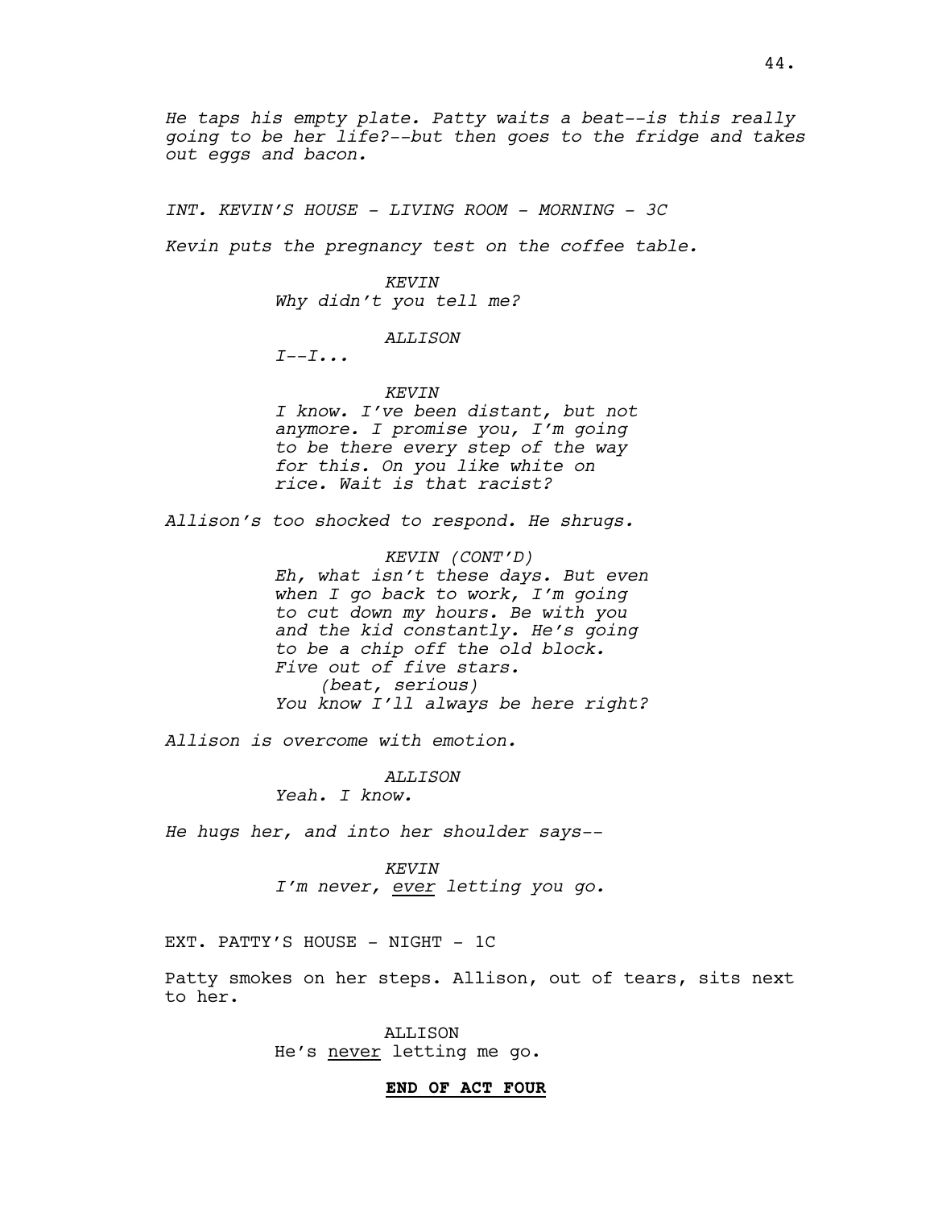*He taps his empty plate. Patty waits a beat--is this really going to be her life?--but then goes to the fridge and takes out eggs and bacon.*

*INT. KEVIN'S HOUSE - LIVING ROOM - MORNING - 3C*

*Kevin puts the pregnancy test on the coffee table.*

*KEVIN*
*Why didn't you tell me?*

*ALLISON*
*I--I...*

*KEVIN*
*I know. I've been distant, but not anymore. I promise you, I'm going to be there every step of the way for this. On you like white on rice. Wait is that racist?*

*Allison's too shocked to respond. He shrugs.*

*KEVIN (CONT'D)*
*Eh, what isn't these days. But even when I go back to work, I'm going to cut down my hours. Be with you and the kid constantly. He's going to be a chip off the old block. Five out of five stars.*
*(beat, serious)*
*You know I'll always be here right?*

*Allison is overcome with emotion.*

*ALLISON*
*Yeah. I know.*

*He hugs her, and into her shoulder says--*

*KEVIN*
*I'm never, <u>ever</u> letting you go.*

EXT. PATTY'S HOUSE - NIGHT - 1C

Patty smokes on her steps. Allison, out of tears, sits next to her.

ALLISON
He's <u>never</u> letting me go.

**<u>END OF ACT FOUR</u>**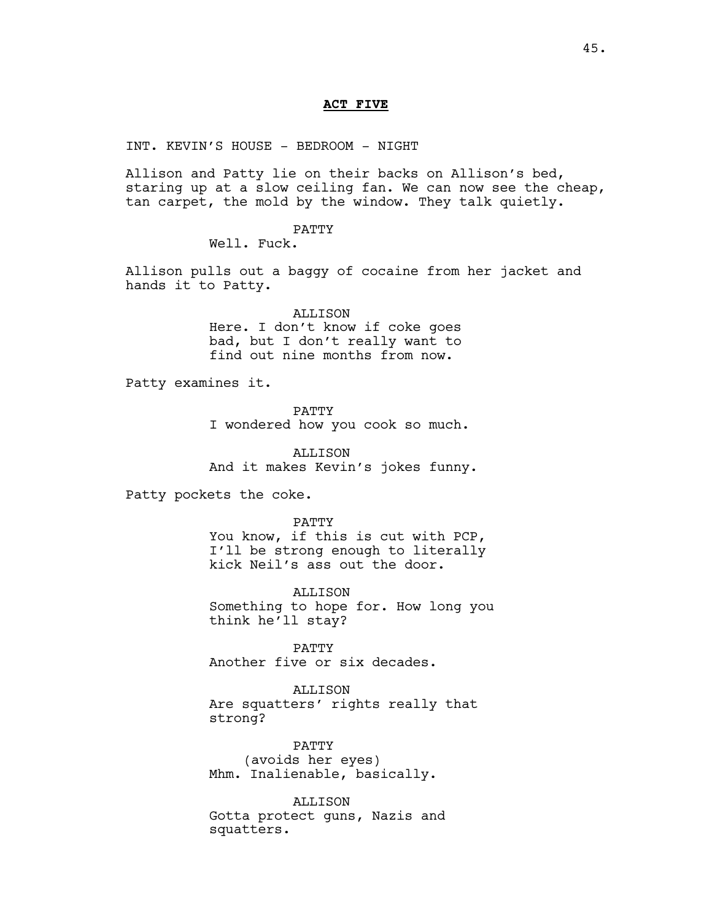**ACT FIVE**

INT. KEVIN'S HOUSE - BEDROOM - NIGHT

Allison and Patty lie on their backs on Allison's bed, staring up at a slow ceiling fan. We can now see the cheap, tan carpet, the mold by the window. They talk quietly.

PATTY
Well. Fuck.

Allison pulls out a baggy of cocaine from her jacket and hands it to Patty.

ALLISON
Here. I don't know if coke goes bad, but I don't really want to find out nine months from now.

Patty examines it.

PATTY
I wondered how you cook so much.

ALLISON
And it makes Kevin's jokes funny.

Patty pockets the coke.

PATTY
You know, if this is cut with PCP, I'll be strong enough to literally kick Neil's ass out the door.

ALLISON
Something to hope for. How long you think he'll stay?

PATTY
Another five or six decades.

ALLISON
Are squatters' rights really that strong?

PATTY
(avoids her eyes)
Mhm. Inalienable, basically.

ALLISON
Gotta protect guns, Nazis and squatters.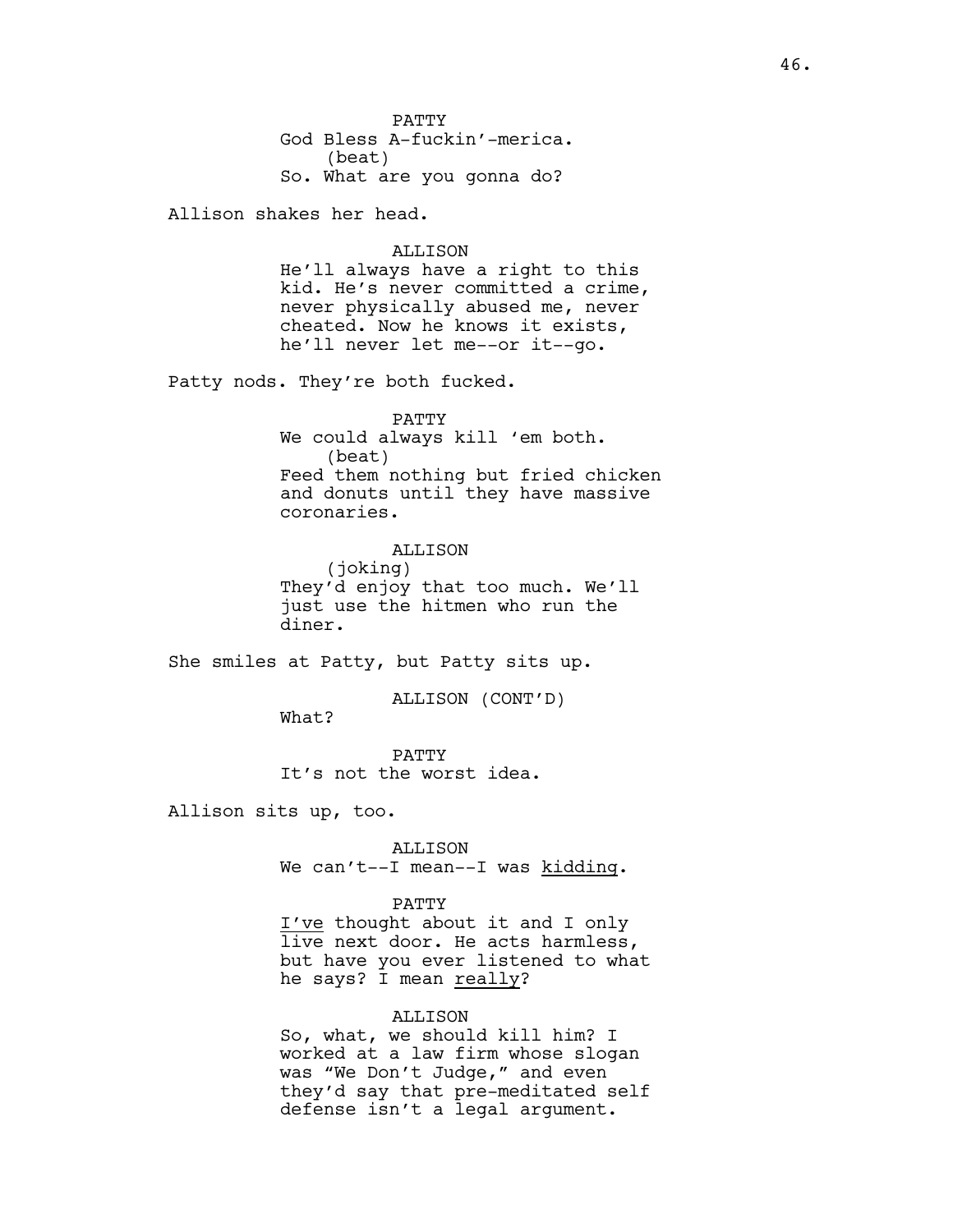PATTY
God Bless A-fuckin'-merica.
(beat)
So. What are you gonna do?

Allison shakes her head.

ALLISON
He'll always have a right to this kid. He's never committed a crime, never physically abused me, never cheated. Now he knows it exists, he'll never let me--or it--go.

Patty nods. They're both fucked.

PATTY
We could always kill 'em both.
(beat)
Feed them nothing but fried chicken and donuts until they have massive coronaries.

ALLISON
(joking)
They'd enjoy that too much. We'll just use the hitmen who run the diner.

She smiles at Patty, but Patty sits up.

ALLISON (CONT'D)
What?

PATTY
It's not the worst idea.

Allison sits up, too.

ALLISON
We can't--I mean--I was <u>kidding</u>.

PATTY
<u>I've</u> thought about it and I only live next door. He acts harmless, but have you ever listened to what he says? I mean <u>really</u>?

ALLISON
So, what, we should kill him? I worked at a law firm whose slogan was "We Don't Judge," and even they'd say that pre-meditated self defense isn't a legal argument.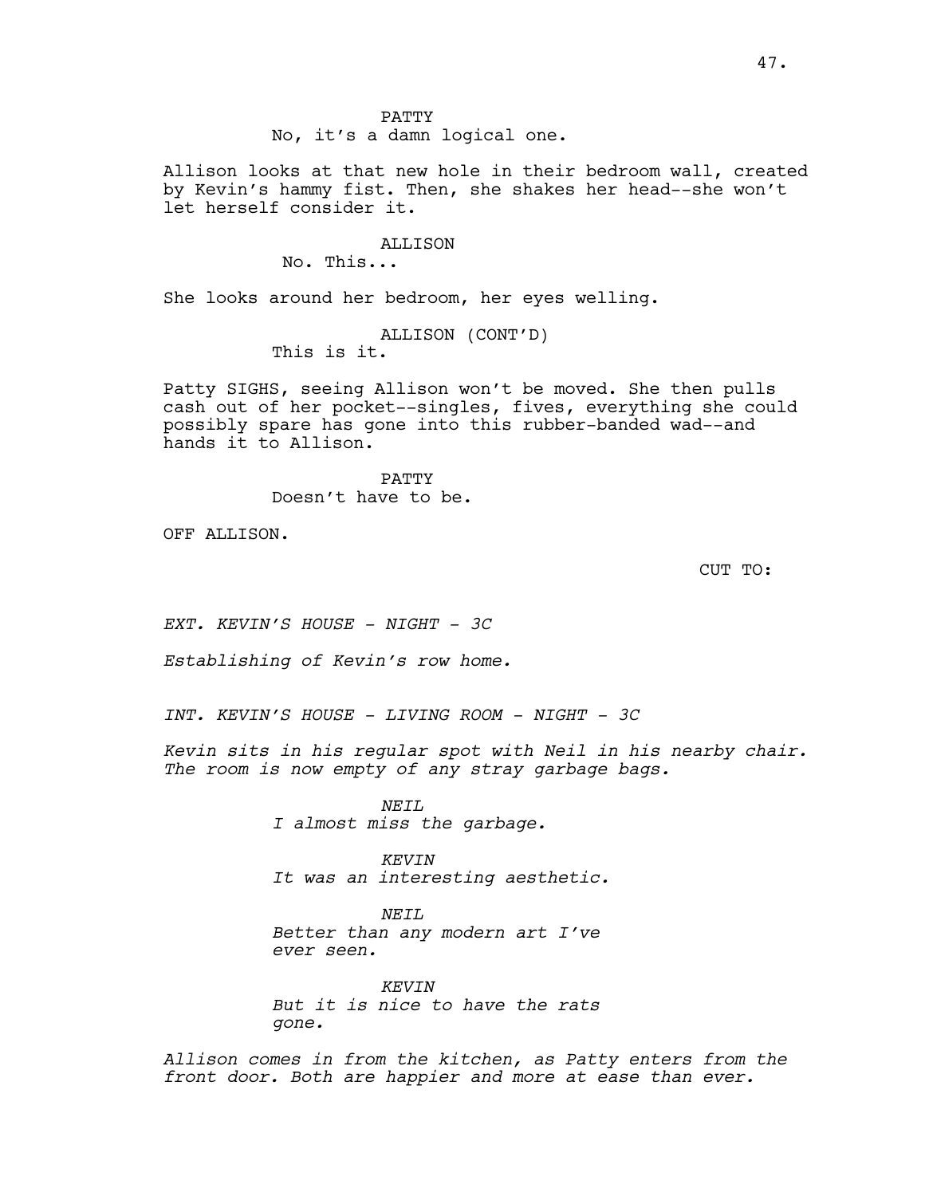PATTY

No, it's a damn logical one.

Allison looks at that new hole in their bedroom wall, created by Kevin's hammy fist. Then, she shakes her head--she won't let herself consider it.

ALLISON

No. This...

She looks around her bedroom, her eyes welling.

ALLISON (CONT'D)

This is it.

Patty SIGHS, seeing Allison won't be moved. She then pulls cash out of her pocket--singles, fives, everything she could possibly spare has gone into this rubber-banded wad--and hands it to Allison.

PATTY

Doesn't have to be.

OFF ALLISON.

CUT TO:

*EXT. KEVIN'S HOUSE - NIGHT - 3C*

*Establishing of Kevin's row home.*

*INT. KEVIN'S HOUSE - LIVING ROOM - NIGHT - 3C*

*Kevin sits in his regular spot with Neil in his nearby chair. The room is now empty of any stray garbage bags.*

*NEIL*

*I almost miss the garbage.*

*KEVIN*

*It was an interesting aesthetic.*

*NEIL*

*Better than any modern art I've ever seen.*

*KEVIN*

*But it is nice to have the rats gone.*

*Allison comes in from the kitchen, as Patty enters from the front door. Both are happier and more at ease than ever.*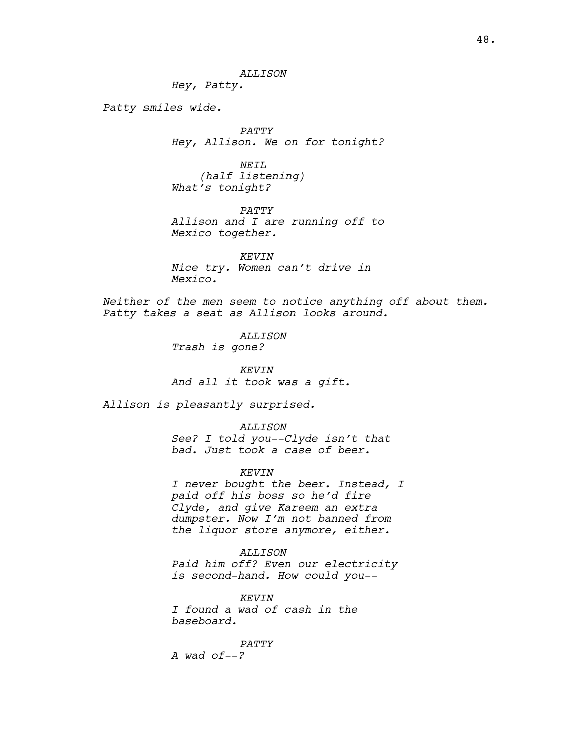ALLISON
*Hey, Patty.*

*Patty smiles wide.*

PATTY
*Hey, Allison. We on for tonight?*

NEIL
*(half listening)*
*What's tonight?*

PATTY
*Allison and I are running off to Mexico together.*

KEVIN
*Nice try. Women can't drive in Mexico.*

*Neither of the men seem to notice anything off about them. Patty takes a seat as Allison looks around.*

ALLISON
*Trash is gone?*

KEVIN
*And all it took was a gift.*

*Allison is pleasantly surprised.*

ALLISON
*See? I told you--Clyde isn't that bad. Just took a case of beer.*

KEVIN
*I never bought the beer. Instead, I paid off his boss so he'd fire Clyde, and give Kareem an extra dumpster. Now I'm not banned from the liquor store anymore, either.*

ALLISON
*Paid him off? Even our electricity is second-hand. How could you--*

KEVIN
*I found a wad of cash in the baseboard.*

PATTY
*A wad of--?*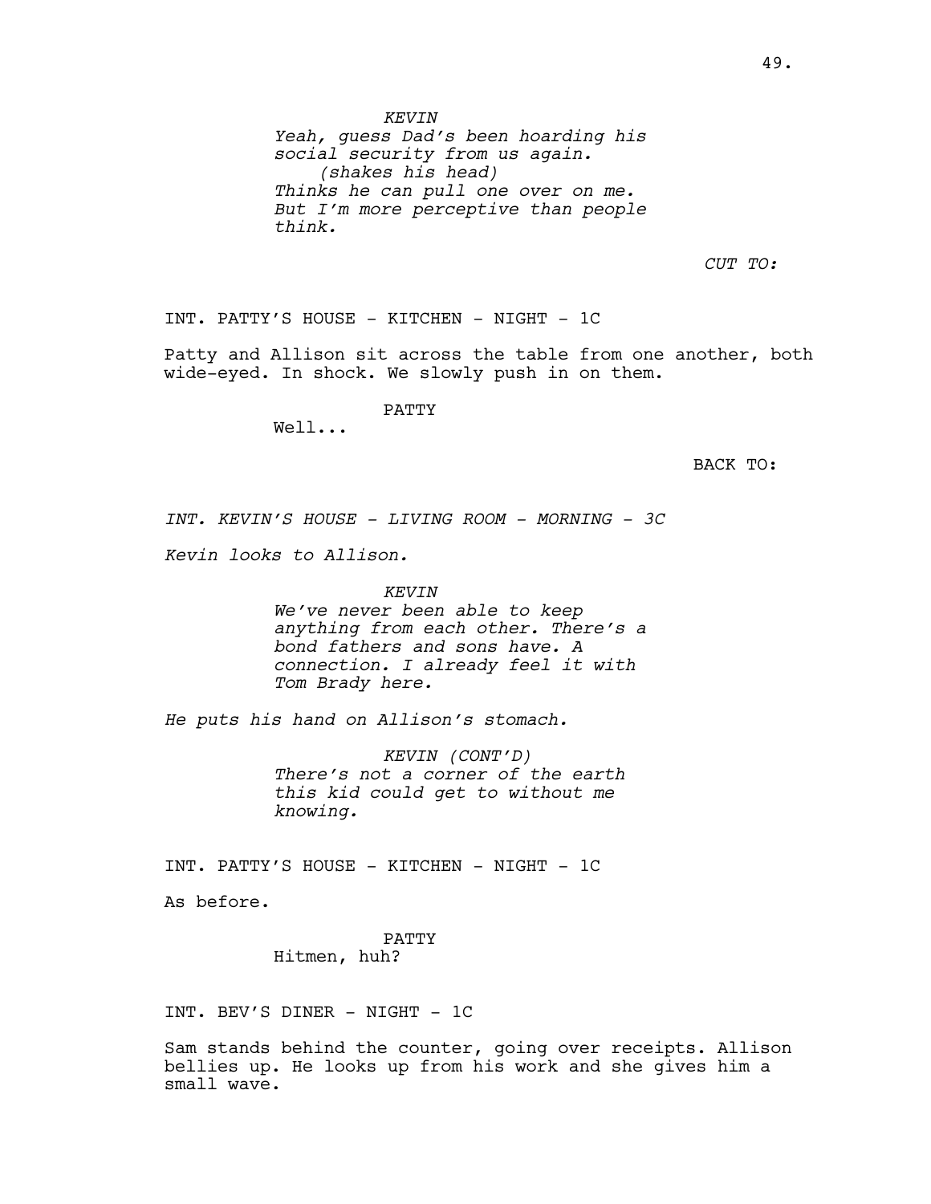*KEVIN*
*Yeah, guess Dad's been hoarding his social security from us again.*
*(shakes his head)*
*Thinks he can pull one over on me. But I'm more perceptive than people think.*

*CUT TO:*

INT. PATTY'S HOUSE - KITCHEN - NIGHT - 1C

Patty and Allison sit across the table from one another, both wide-eyed. In shock. We slowly push in on them.

PATTY
Well...

BACK TO:

*INT. KEVIN'S HOUSE - LIVING ROOM - MORNING - 3C*

*Kevin looks to Allison.*

*KEVIN*
*We've never been able to keep anything from each other. There's a bond fathers and sons have. A connection. I already feel it with Tom Brady here.*

*He puts his hand on Allison's stomach.*

*KEVIN (CONT'D)*
*There's not a corner of the earth this kid could get to without me knowing.*

INT. PATTY'S HOUSE - KITCHEN - NIGHT - 1C

As before.

PATTY
Hitmen, huh?

INT. BEV'S DINER - NIGHT - 1C

Sam stands behind the counter, going over receipts. Allison bellies up. He looks up from his work and she gives him a small wave.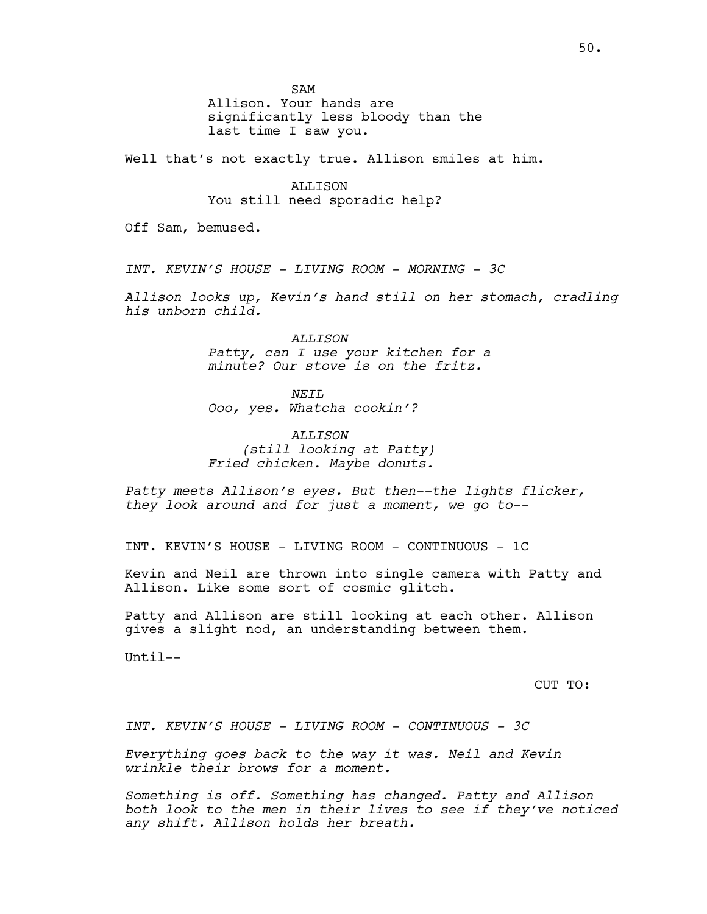SAM
Allison. Your hands are significantly less bloody than the last time I saw you.

Well that's not exactly true. Allison smiles at him.

ALLISON
You still need sporadic help?

Off Sam, bemused.

*INT. KEVIN'S HOUSE - LIVING ROOM - MORNING - 3C*

*Allison looks up, Kevin's hand still on her stomach, cradling his unborn child.*

*ALLISON*
*Patty, can I use your kitchen for a minute? Our stove is on the fritz.*

*NEIL*
*Ooo, yes. Whatcha cookin'?*

*ALLISON*
*(still looking at Patty)*
*Fried chicken. Maybe donuts.*

*Patty meets Allison's eyes. But then--the lights flicker, they look around and for just a moment, we go to--*

INT. KEVIN'S HOUSE - LIVING ROOM - CONTINUOUS - 1C

Kevin and Neil are thrown into single camera with Patty and Allison. Like some sort of cosmic glitch.

Patty and Allison are still looking at each other. Allison gives a slight nod, an understanding between them.

Until--

CUT TO:

*INT. KEVIN'S HOUSE - LIVING ROOM - CONTINUOUS - 3C*

*Everything goes back to the way it was. Neil and Kevin wrinkle their brows for a moment.*

*Something is off. Something has changed. Patty and Allison both look to the men in their lives to see if they've noticed any shift. Allison holds her breath.*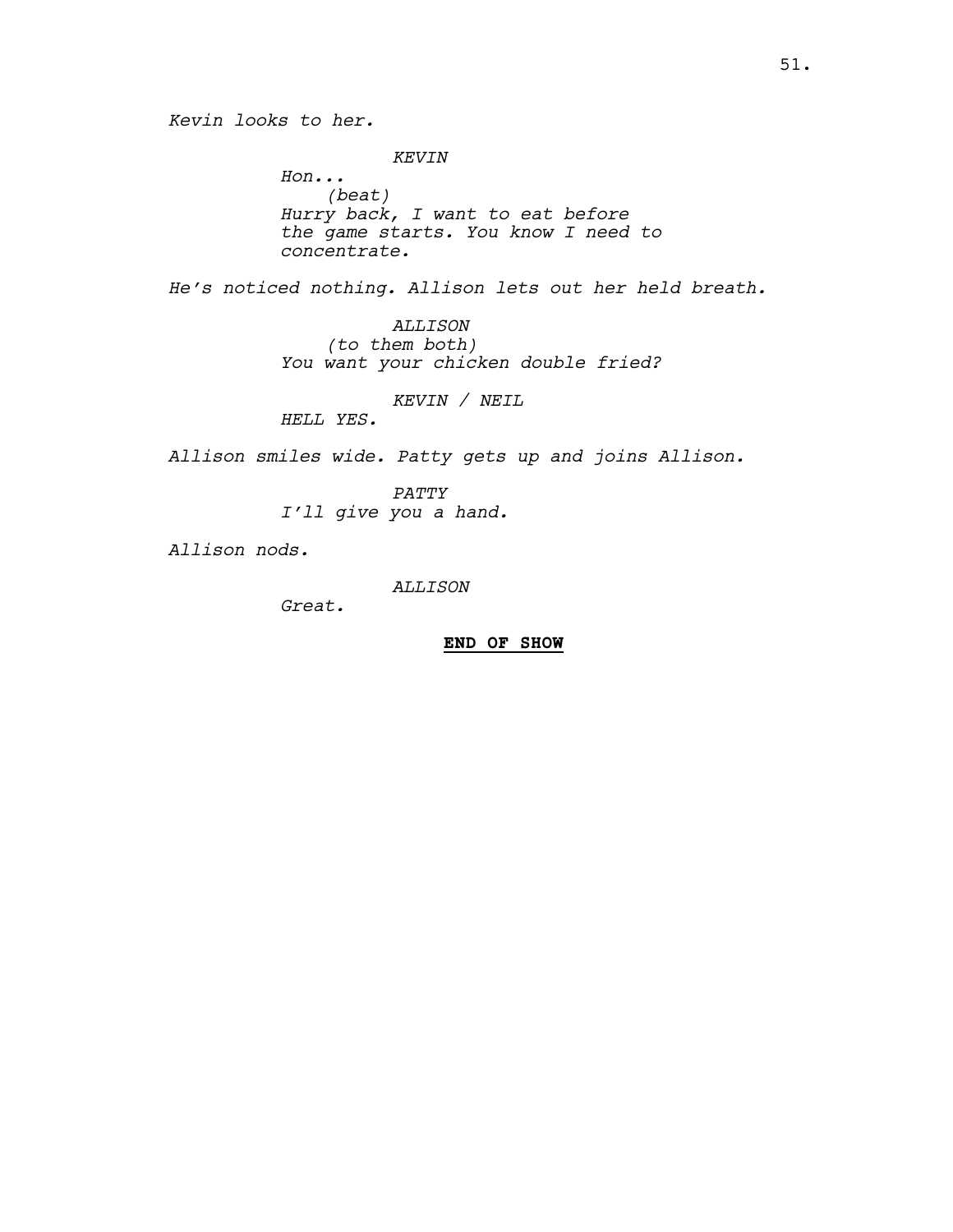*Kevin looks to her.*

*KEVIN*
*Hon...*
*(beat)*
*Hurry back, I want to eat before the game starts. You know I need to concentrate.*

*He's noticed nothing. Allison lets out her held breath.*

*ALLISON*
*(to them both)*
*You want your chicken double fried?*

*KEVIN / NEIL*
*HELL YES.*

*Allison smiles wide. Patty gets up and joins Allison.*

*PATTY*
*I'll give you a hand.*

*Allison nods.*

*ALLISON*
*Great.*

**END OF SHOW**